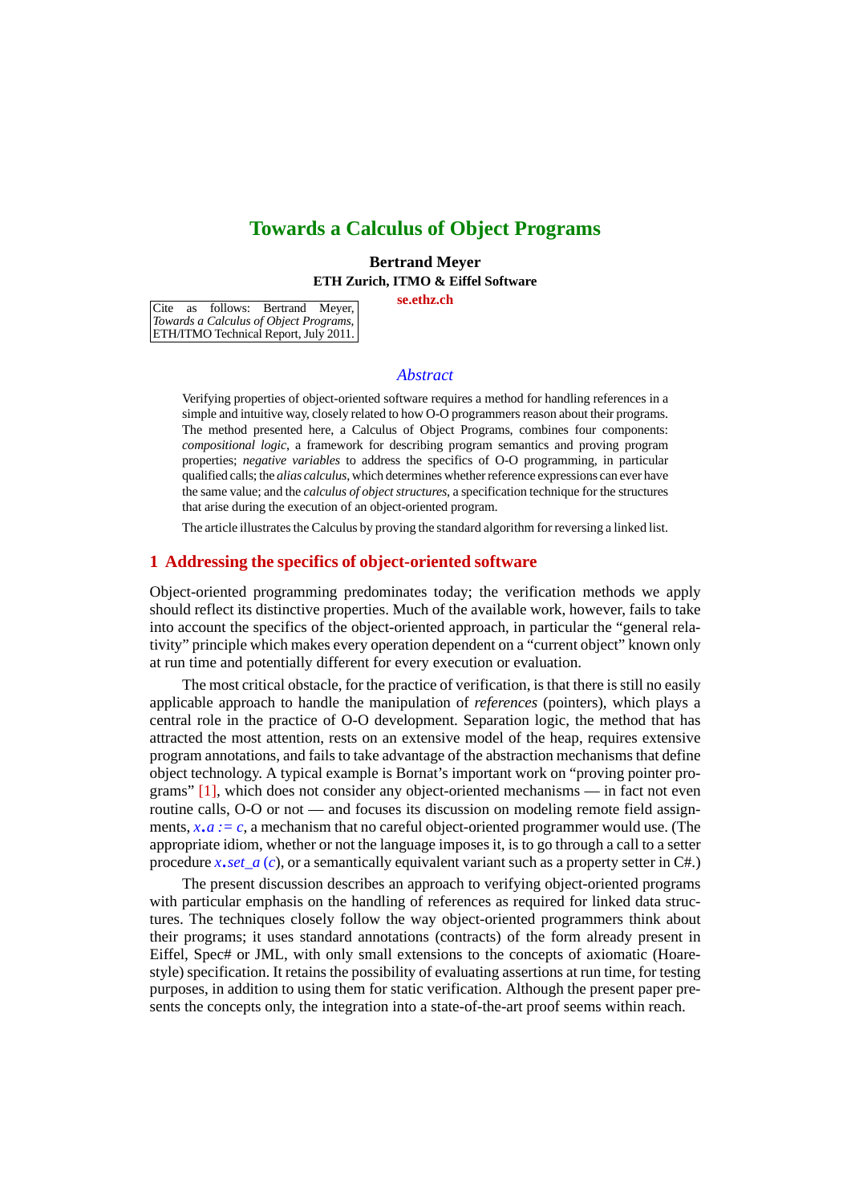# Towards a Calculus of Object Programs

**Bertrand Meyer**
**ETH Zurich, ITMO & Eiffel Software**
**se.ethz.ch**

Cite as follows: Bertrand Meyer, *Towards a Calculus of Object Programs*, ETH/ITMO Technical Report, July 2011.

## *Abstract*

Verifying properties of object-oriented software requires a method for handling references in a simple and intuitive way, closely related to how O-O programmers reason about their programs. The method presented here, a Calculus of Object Programs, combines four components: *compositional logic*, a framework for describing program semantics and proving program properties; *negative variables* to address the specifics of O-O programming, in particular qualified calls; the *alias calculus*, which determines whether reference expressions can ever have the same value; and the *calculus of object structures*, a specification technique for the structures that arise during the execution of an object-oriented program.

The article illustrates the Calculus by proving the standard algorithm for reversing a linked list.

## 1 Addressing the specifics of object-oriented software

Object-oriented programming predominates today; the verification methods we apply should reflect its distinctive properties. Much of the available work, however, fails to take into account the specifics of the object-oriented approach, in particular the "general relativity" principle which makes every operation dependent on a "current object" known only at run time and potentially different for every execution or evaluation.

The most critical obstacle, for the practice of verification, is that there is still no easily applicable approach to handle the manipulation of *references* (pointers), which plays a central role in the practice of O-O development. Separation logic, the method that has attracted the most attention, rests on an extensive model of the heap, requires extensive program annotations, and fails to take advantage of the abstraction mechanisms that define object technology. A typical example is Bornat's important work on "proving pointer programs" [1], which does not consider any object-oriented mechanisms — in fact not even routine calls, O-O or not — and focuses its discussion on modeling remote field assignments, *x*.*a* := *c*, a mechanism that no careful object-oriented programmer would use. (The appropriate idiom, whether or not the language imposes it, is to go through a call to a setter procedure *x*.*set_a* (*c*), or a semantically equivalent variant such as a property setter in C#.)

The present discussion describes an approach to verifying object-oriented programs with particular emphasis on the handling of references as required for linked data structures. The techniques closely follow the way object-oriented programmers think about their programs; it uses standard annotations (contracts) of the form already present in Eiffel, Spec# or JML, with only small extensions to the concepts of axiomatic (Hoare-style) specification. It retains the possibility of evaluating assertions at run time, for testing purposes, in addition to using them for static verification. Although the present paper presents the concepts only, the integration into a state-of-the-art proof seems within reach.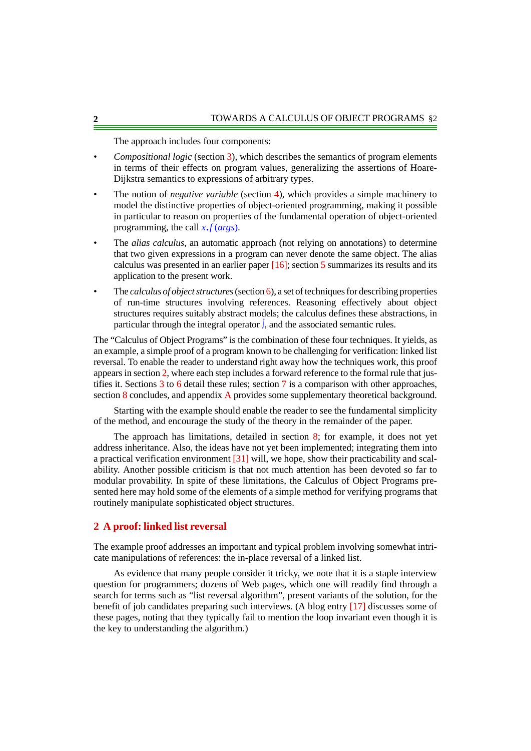The approach includes four components:

- *Compositional logic* (section 3), which describes the semantics of program elements in terms of their effects on program values, generalizing the assertions of Hoare-Dijkstra semantics to expressions of arbitrary types.
- The notion of *negative variable* (section 4), which provides a simple machinery to model the distinctive properties of object-oriented programming, making it possible in particular to reason on properties of the fundamental operation of object-oriented programming, the call $x.f\,(args)$.
- The *alias calculus*, an automatic approach (not relying on annotations) to determine that two given expressions in a program can never denote the same object. The alias calculus was presented in an earlier paper [16]; section 5 summarizes its results and its application to the present work.
- The *calculus of object structures* (section 6), a set of techniques for describing properties of run-time structures involving references. Reasoning effectively about object structures requires suitably abstract models; the calculus defines these abstractions, in particular through the integral operator $\int$, and the associated semantic rules.

The "Calculus of Object Programs" is the combination of these four techniques. It yields, as an example, a simple proof of a program known to be challenging for verification: linked list reversal. To enable the reader to understand right away how the techniques work, this proof appears in section 2, where each step includes a forward reference to the formal rule that justifies it. Sections 3 to 6 detail these rules; section 7 is a comparison with other approaches, section 8 concludes, and appendix A provides some supplementary theoretical background.

Starting with the example should enable the reader to see the fundamental simplicity of the method, and encourage the study of the theory in the remainder of the paper.

The approach has limitations, detailed in section 8; for example, it does not yet address inheritance. Also, the ideas have not yet been implemented; integrating them into a practical verification environment [31] will, we hope, show their practicability and scalability. Another possible criticism is that not much attention has been devoted so far to modular provability. In spite of these limitations, the Calculus of Object Programs presented here may hold some of the elements of a simple method for verifying programs that routinely manipulate sophisticated object structures.

## 2 A proof: linked list reversal

The example proof addresses an important and typical problem involving somewhat intricate manipulations of references: the in-place reversal of a linked list.

As evidence that many people consider it tricky, we note that it is a staple interview question for programmers; dozens of Web pages, which one will readily find through a search for terms such as "list reversal algorithm", present variants of the solution, for the benefit of job candidates preparing such interviews. (A blog entry [17] discusses some of these pages, noting that they typically fail to mention the loop invariant even though it is the key to understanding the algorithm.)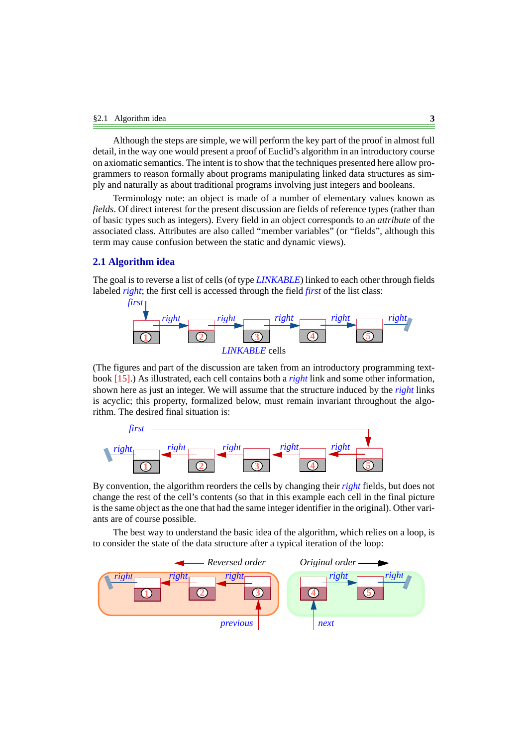Although the steps are simple, we will perform the key part of the proof in almost full detail, in the way one would present a proof of Euclid's algorithm in an introductory course on axiomatic semantics. The intent is to show that the techniques presented here allow programmers to reason formally about programs manipulating linked data structures as simply and naturally as about traditional programs involving just integers and booleans.

Terminology note: an object is made of a number of elementary values known as *fields*. Of direct interest for the present discussion are fields of reference types (rather than of basic types such as integers). Every field in an object corresponds to an *attribute* of the associated class. Attributes are also called "member variables" (or "fields", although this term may cause confusion between the static and dynamic views).

## 2.1 Algorithm idea

The goal is to reverse a list of cells (of type *LINKABLE*) linked to each other through fields labeled *right*; the first cell is accessed through the field *first* of the list class:

first
right right right right right
1 2 3 4 5
*LINKABLE* cells

(The figures and part of the discussion are taken from an introductory programming textbook [15].) As illustrated, each cell contains both a *right* link and some other information, shown here as just an integer. We will assume that the structure induced by the *right* links is acyclic; this property, formalized below, must remain invariant throughout the algorithm. The desired final situation is:

first
right right right right right
1 2 3 4 5

By convention, the algorithm reorders the cells by changing their *right* fields, but does not change the rest of the cell's contents (so that in this example each cell in the final picture is the same object as the one that had the same integer identifier in the original). Other variants are of course possible.

The best way to understand the basic idea of the algorithm, which relies on a loop, is to consider the state of the data structure after a typical iteration of the loop:

Reversed order
Original order
right right right right right
1 2 3 4 5
previous
next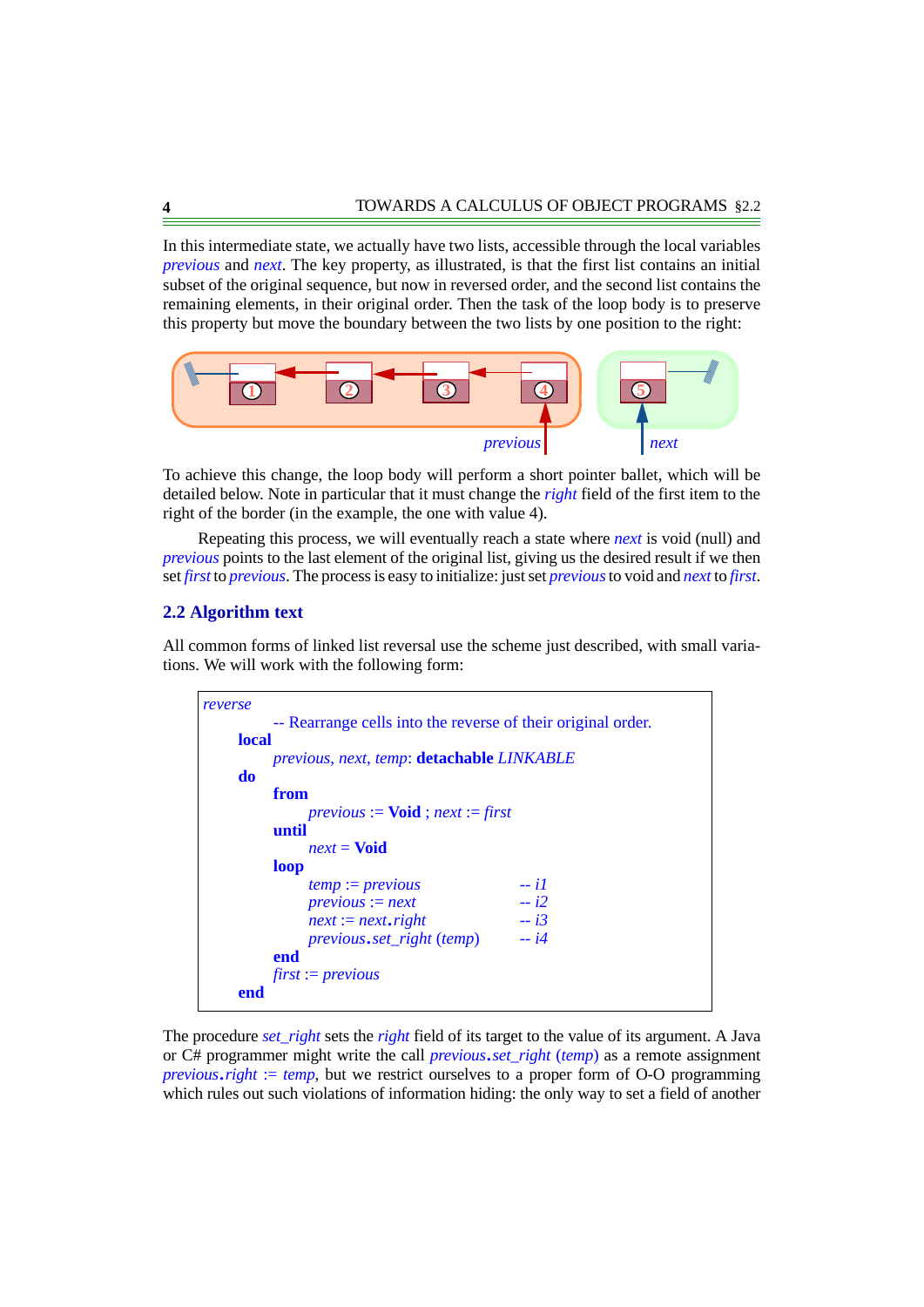In this intermediate state, we actually have two lists, accessible through the local variables *previous* and *next*. The key property, as illustrated, is that the first list contains an initial subset of the original sequence, but now in reversed order, and the second list contains the remaining elements, in their original order. Then the task of the loop body is to preserve this property but move the boundary between the two lists by one position to the right:

To achieve this change, the loop body will perform a short pointer ballet, which will be detailed below. Note in particular that it must change the *right* field of the first item to the right of the border (in the example, the one with value 4).

Repeating this process, we will eventually reach a state where *next* is void (null) and *previous* points to the last element of the original list, giving us the desired result if we then set *first* to *previous*. The process is easy to initialize: just set *previous* to void and *next* to *first*.

## 2.2 Algorithm text

All common forms of linked list reversal use the scheme just described, with small variations. We will work with the following form:

```
reverse
        -- Rearrange cells into the reverse of their original order.
    local
        previous, next, temp: detachable LINKABLE
    do
        from
            previous := Void ; next := first
        until
            next = Void
        loop
            temp := previous                -- i1
            previous := next                -- i2
            next := next.right              -- i3
            previous.set_right (temp)       -- i4
        end
        first := previous
    end
```

The procedure *set_right* sets the *right* field of its target to the value of its argument. A Java or C# programmer might write the call *previous*.*set_right* (*temp*) as a remote assignment *previous*.*right* := *temp*, but we restrict ourselves to a proper form of O-O programming which rules out such violations of information hiding: the only way to set a field of another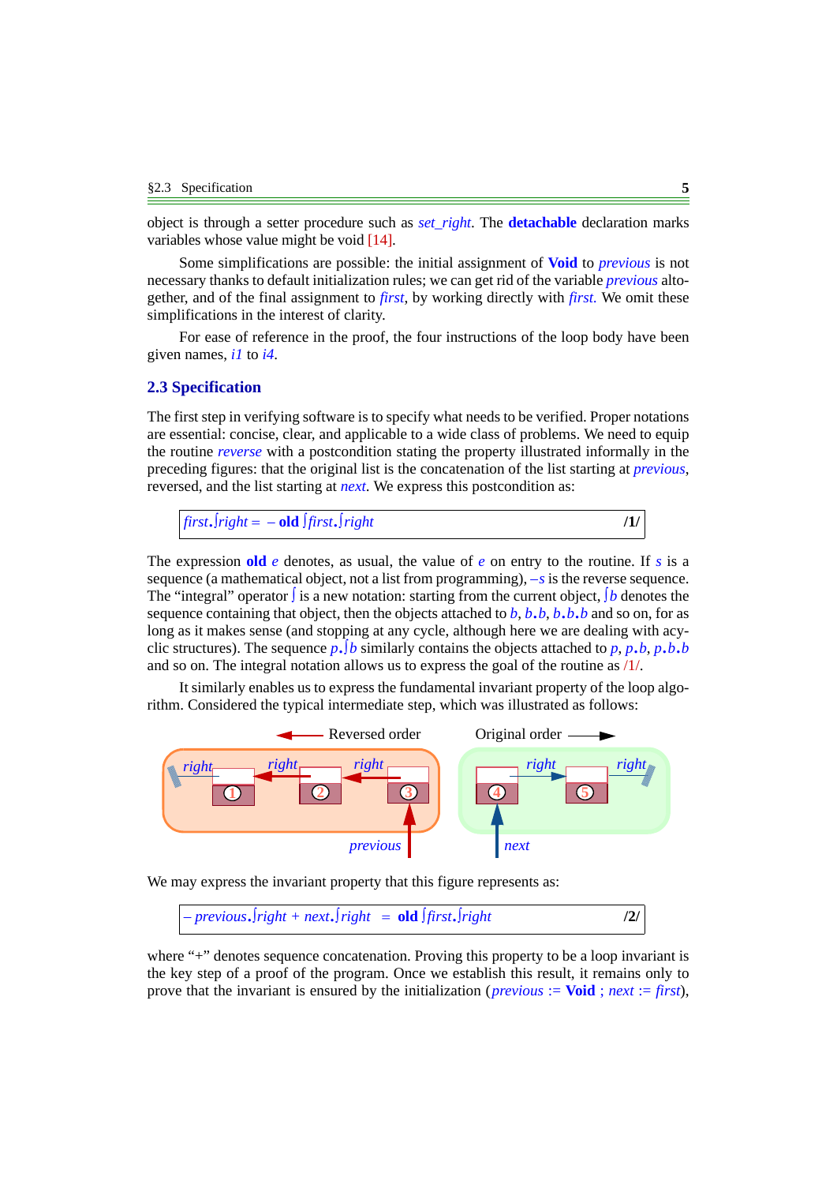object is through a setter procedure such as *set_right*. The **detachable** declaration marks variables whose value might be void [14].

Some simplifications are possible: the initial assignment of **Void** to *previous* is not necessary thanks to default initialization rules; we can get rid of the variable *previous* altogether, and of the final assignment to *first*, by working directly with *first*. We omit these simplifications in the interest of clarity.

For ease of reference in the proof, the four instructions of the loop body have been given names, *i1* to *i4*.

## 2.3 Specification

The first step in verifying software is to specify what needs to be verified. Proper notations are essential: concise, clear, and applicable to a wide class of problems. We need to equip the routine *reverse* with a postcondition stating the property illustrated informally in the preceding figures: that the original list is the concatenation of the list starting at *previous*, reversed, and the list starting at *next*. We express this postcondition as:

$$first.\int right = -\ \mathbf{old}\ \int first.\int right \qquad /1/$$

The expression **old** *e* denotes, as usual, the value of *e* on entry to the routine. If *s* is a sequence (a mathematical object, not a list from programming), $-s$ is the reverse sequence. The "integral" operator $\int$ is a new notation: starting from the current object, $\int b$ denotes the sequence containing that object, then the objects attached to $b$, $b.b$, $b.b.b$ and so on, for as long as it makes sense (and stopping at any cycle, although here we are dealing with acyclic structures). The sequence $p.\int b$ similarly contains the objects attached to $p$, $p.b$, $p.b.b$ and so on. The integral notation allows us to express the goal of the routine as /1/.

It similarly enables us to express the fundamental invariant property of the loop algorithm. Considered the typical intermediate step, which was illustrated as follows:

We may express the invariant property that this figure represents as:

$$-\ previous.\int right + next.\int right\ =\ \mathbf{old}\ \int first.\int right \qquad /2/$$

where "+" denotes sequence concatenation. Proving this property to be a loop invariant is the key step of a proof of the program. Once we establish this result, it remains only to prove that the invariant is ensured by the initialization (*previous* := **Void** ; *next* := *first*),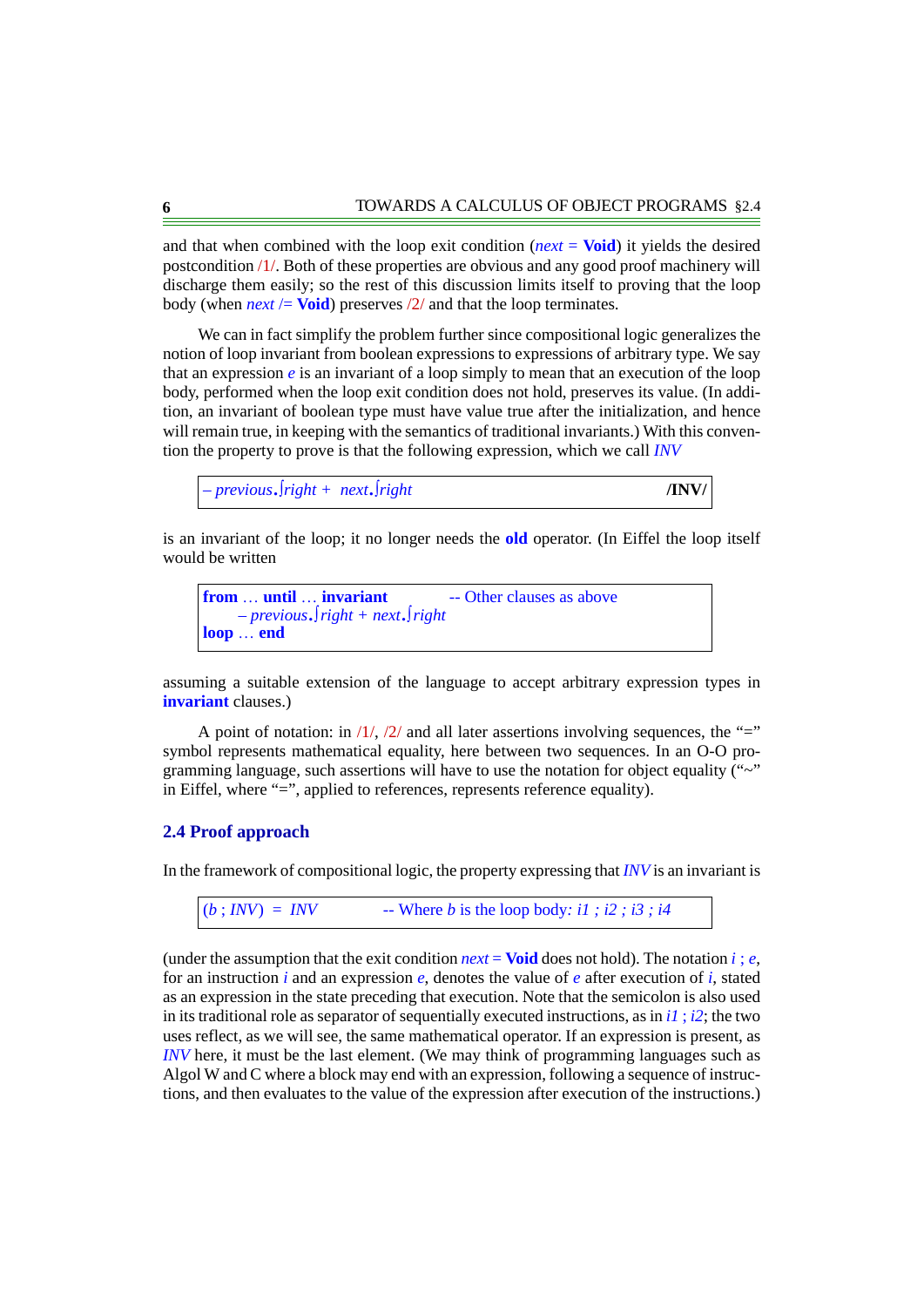and that when combined with the loop exit condition (*next* = **Void**) it yields the desired postcondition /1/. Both of these properties are obvious and any good proof machinery will discharge them easily; so the rest of this discussion limits itself to proving that the loop body (when *next* /= **Void**) preserves /2/ and that the loop terminates.

We can in fact simplify the problem further since compositional logic generalizes the notion of loop invariant from boolean expressions to expressions of arbitrary type. We say that an expression *e* is an invariant of a loop simply to mean that an execution of the loop body, performed when the loop exit condition does not hold, preserves its value. (In addition, an invariant of boolean type must have value true after the initialization, and hence will remain true, in keeping with the semantics of traditional invariants.) With this convention the property to prove is that the following expression, which we call *INV*

| – *previous*.∫*right* + *next*.∫*right* | **/INV/** |
|---|---|

is an invariant of the loop; it no longer needs the **old** operator. (In Eiffel the loop itself would be written

```
from … until … invariant            -- Other clauses as above
      – previous.∫right + next.∫right
loop … end
```

assuming a suitable extension of the language to accept arbitrary expression types in **invariant** clauses.)

A point of notation: in /1/, /2/ and all later assertions involving sequences, the "=" symbol represents mathematical equality, here between two sequences. In an O-O programming language, such assertions will have to use the notation for object equality ("~" in Eiffel, where "=", applied to references, represents reference equality).

## 2.4 Proof approach

In the framework of compositional logic, the property expressing that *INV* is an invariant is

```
(b ; INV)  =  INV            -- Where b is the loop body: i1 ; i2 ; i3 ; i4
```

(under the assumption that the exit condition *next* = **Void** does not hold). The notation *i* ; *e*, for an instruction *i* and an expression *e*, denotes the value of *e* after execution of *i*, stated as an expression in the state preceding that execution. Note that the semicolon is also used in its traditional role as separator of sequentially executed instructions, as in *i1* ; *i2*; the two uses reflect, as we will see, the same mathematical operator. If an expression is present, as *INV* here, it must be the last element. (We may think of programming languages such as Algol W and C where a block may end with an expression, following a sequence of instructions, and then evaluates to the value of the expression after execution of the instructions.)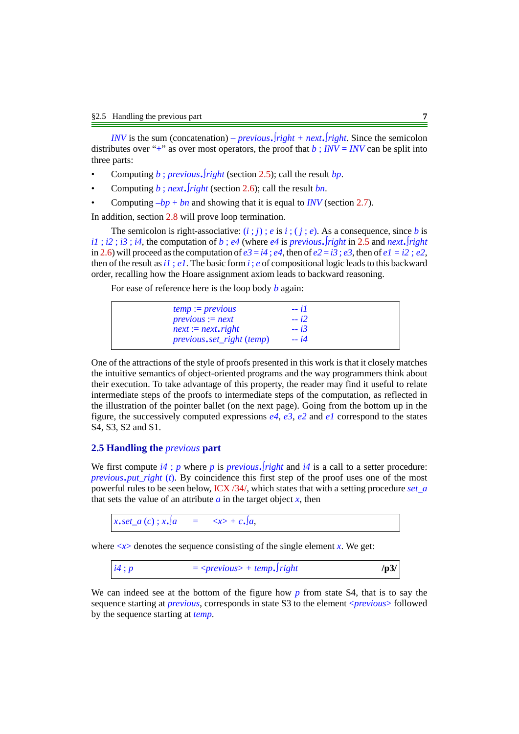*INV* is the sum (concatenation) – *previous*.∫*right* + *next*.∫*right*. Since the semicolon distributes over "+" as over most operators, the proof that *b* ; *INV* = *INV* can be split into three parts:

- Computing *b* ; *previous*.∫*right* (section 2.5); call the result *bp*.
- Computing *b* ; *next*.∫*right* (section 2.6); call the result *bn*.
- Computing –*bp* + *bn* and showing that it is equal to *INV* (section 2.7).

In addition, section 2.8 will prove loop termination.

The semicolon is right-associative: (*i* ; *j*) ; *e* is *i* ; (*j* ; *e*). As a consequence, since *b* is *i1* ; *i2* ; *i3* ; *i4*, the computation of *b* ; *e4* (where *e4* is *previous*.∫*right* in 2.5 and *next*.∫*right* in 2.6) will proceed as the computation of *e3* = *i4* ; *e4*, then of *e2* = *i3* ; *e3*, then of *e1* = *i2* ; *e2*, then of the result as *i1* ; *e1*. The basic form *i* ; *e* of compositional logic leads to this backward order, recalling how the Hoare assignment axiom leads to backward reasoning.

For ease of reference here is the loop body *b* again:

```
temp := previous                 -- i1
previous := next                 -- i2
next := next.right               -- i3
previous.set_right (temp)        -- i4
```

One of the attractions of the style of proofs presented in this work is that it closely matches the intuitive semantics of object-oriented programs and the way programmers think about their execution. To take advantage of this property, the reader may find it useful to relate intermediate steps of the proofs to intermediate steps of the computation, as reflected in the illustration of the pointer ballet (on the next page). Going from the bottom up in the figure, the successively computed expressions *e4*, *e3*, *e2* and *e1* correspond to the states S4, S3, S2 and S1.

## 2.5 Handling the *previous* part

We first compute *i4* ; *p* where *p* is *previous*.∫*right* and *i4* is a call to a setter procedure: *previous*.*put_right* (*t*). By coincidence this first step of the proof uses one of the most powerful rules to be seen below, ICX /34/, which states that with a setting procedure *set_a* that sets the value of an attribute *a* in the target object *x*, then

| *x*.*set_a* (*c*) ; *x*.∫*a* = <*x*> + *c*.∫*a*, |
|---|

where <*x*> denotes the sequence consisting of the single element *x*. We get:

| *i4* ; *p* = <*previous*> + *temp*.∫*right* | **/p3/** |
|---|---|

We can indeed see at the bottom of the figure how *p* from state S4, that is to say the sequence starting at *previous*, corresponds in state S3 to the element <*previous*> followed by the sequence starting at *temp*.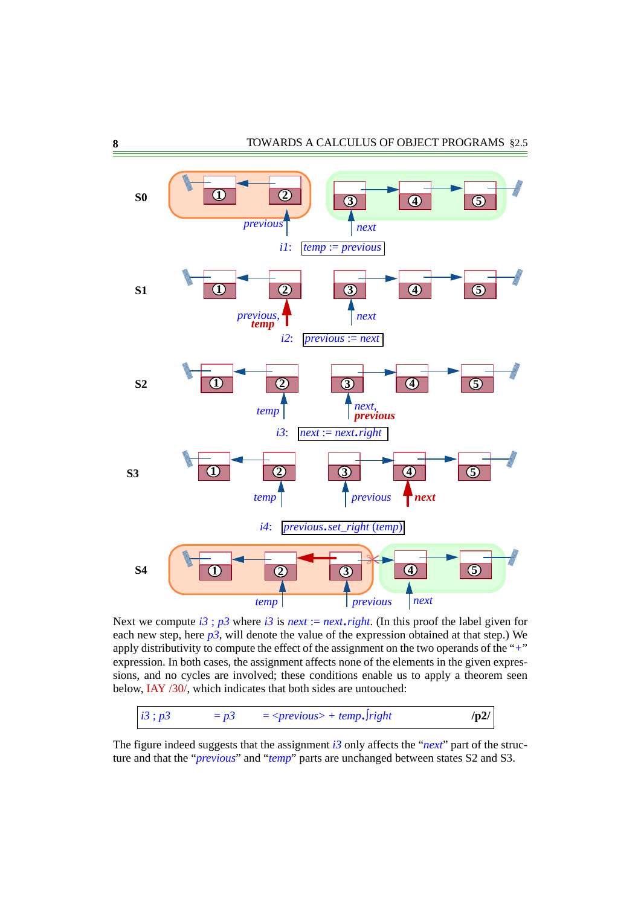S0

previous next

*i1*: *temp* := *previous*

S1

*previous*, **temp** next

*i2*: *previous* := *next*

S2

*temp* *next*, **previous**

*i3*: *next* := *next*.*right*

S3

*temp* *previous* **next**

*i4*: *previous*.*set_right* (*temp*)

S4

*temp* *previous* *next*

Next we compute *i3* ; *p3* where *i3* is *next* := *next*.*right*. (In this proof the label given for each new step, here *p3*, will denote the value of the expression obtained at that step.) We apply distributivity to compute the effect of the assignment on the two operands of the "+" expression. In both cases, the assignment affects none of the elements in the given expressions, and no cycles are involved; these conditions enable us to apply a theorem seen below, IAY /30/, which indicates that both sides are untouched:

| *i3* ; *p3* | = *p3* | = <*previous*> + *temp*.∫*right* | **/p2/** |
|---|---|---|---|

The figure indeed suggests that the assignment *i3* only affects the "*next*" part of the structure and that the "*previous*" and "*temp*" parts are unchanged between states S2 and S3.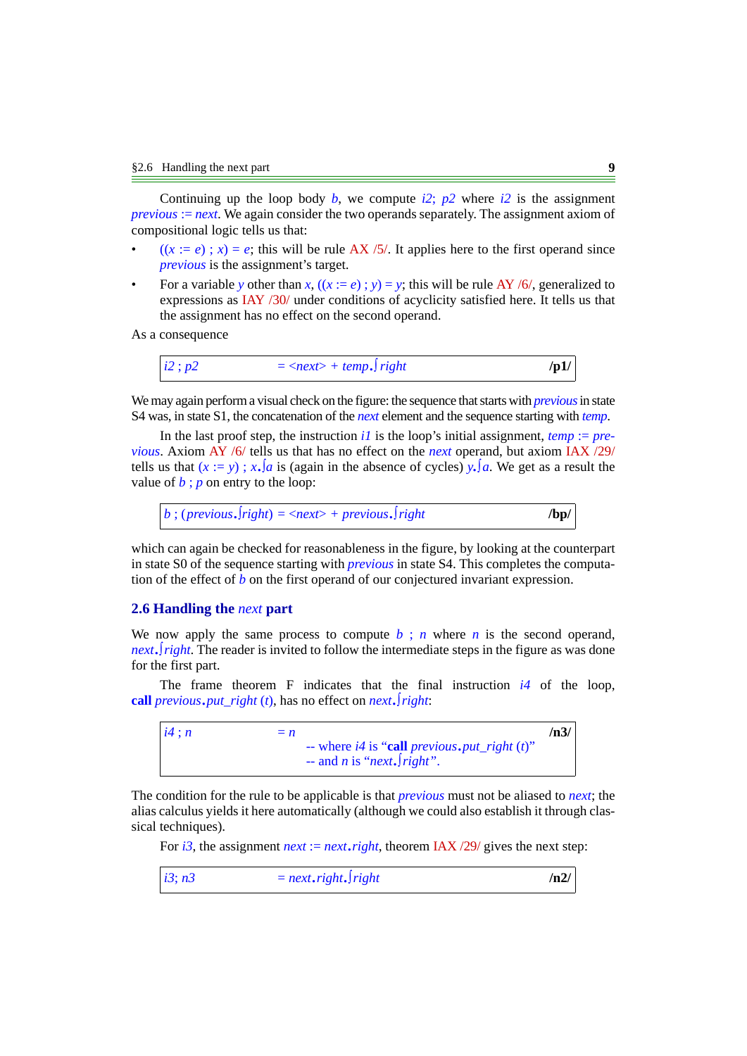Continuing up the loop body *b*, we compute *i2*; *p2* where *i2* is the assignment *previous* := *next*. We again consider the two operands separately. The assignment axiom of compositional logic tells us that:

- ((*x* := *e*) ; *x*) = *e*; this will be rule AX /5/. It applies here to the first operand since *previous* is the assignment's target.
- For a variable *y* other than *x*, ((*x* := *e*) ; *y*) = *y*; this will be rule AY /6/, generalized to expressions as IAY /30/ under conditions of acyclicity satisfied here. It tells us that the assignment has no effect on the second operand.

As a consequence

| *i2* ; *p2* | = <*next*> + *temp*.∫*right* | **/p1/** |
|---|---|---|

We may again perform a visual check on the figure: the sequence that starts with *previous* in state S4 was, in state S1, the concatenation of the *next* element and the sequence starting with *temp*.

In the last proof step, the instruction *i1* is the loop's initial assignment, *temp* := *previous*. Axiom AY /6/ tells us that has no effect on the *next* operand, but axiom IAX /29/ tells us that (*x* := *y*) ; *x*.∫*a* is (again in the absence of cycles) *y*.∫*a*. We get as a result the value of *b* ; *p* on entry to the loop:

| *b* ; (*previous*.∫*right*) = <*next*> + *previous*.∫*right* | **/bp/** |
|---|---|

which can again be checked for reasonableness in the figure, by looking at the counterpart in state S0 of the sequence starting with *previous* in state S4. This completes the computation of the effect of *b* on the first operand of our conjectured invariant expression.

## 2.6 Handling the *next* part

We now apply the same process to compute *b* ; *n* where *n* is the second operand, *next*.∫*right*. The reader is invited to follow the intermediate steps in the figure as was done for the first part.

The frame theorem F indicates that the final instruction *i4* of the loop, **call** *previous*.*put_right* (*t*), has no effect on *next*.∫*right*:

| *i4* ; *n* | = *n*<br>-- where *i4* is "**call** *previous*.*put_right* (*t*)"<br>-- and *n* is "*next*.∫*right*". | **/n3/** |
|---|---|---|

The condition for the rule to be applicable is that *previous* must not be aliased to *next*; the alias calculus yields it here automatically (although we could also establish it through classical techniques).

For *i3*, the assignment *next* := *next*.*right*, theorem IAX /29/ gives the next step:

| *i3*; *n3* | = *next*.*right*.∫*right* | **/n2/** |
|---|---|---|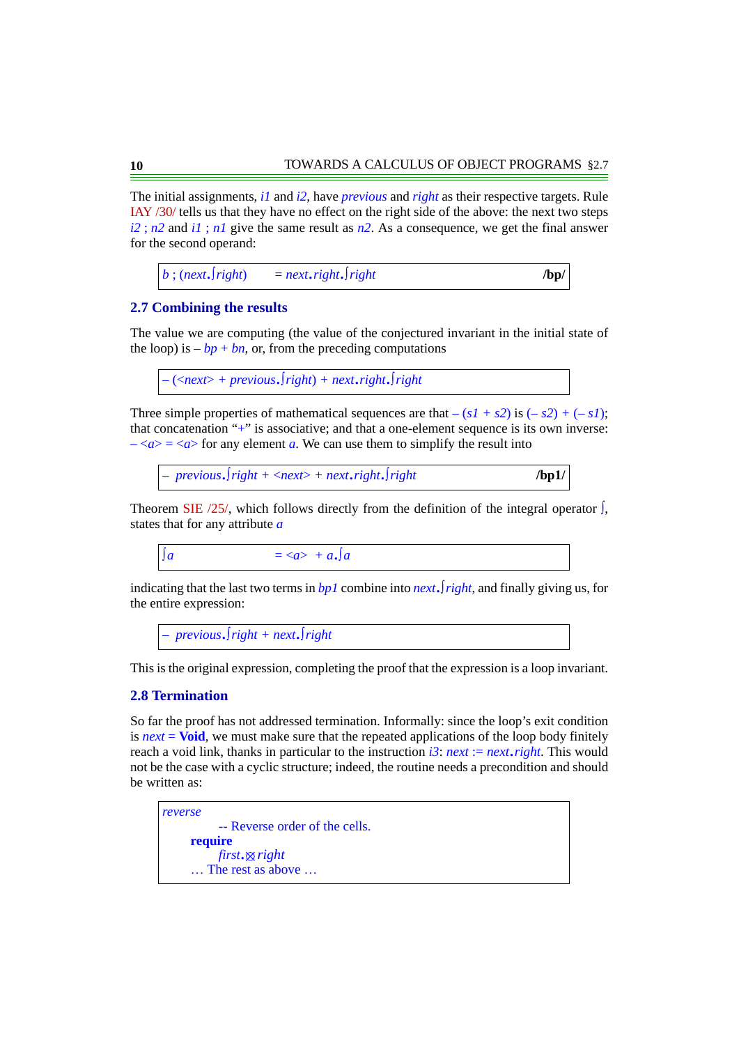The initial assignments, *i1* and *i2*, have *previous* and *right* as their respective targets. Rule IAY /30/ tells us that they have no effect on the right side of the above: the next two steps *i2* ; *n2* and *i1* ; *n1* give the same result as *n2*. As a consequence, we get the final answer for the second operand:

| *b* ; (*next*.∫*right*) = *next*.*right*.∫*right* | **/bp/** |
|---|---|

## 2.7 Combining the results

The value we are computing (the value of the conjectured invariant in the initial state of the loop) is – *bp* + *bn*, or, from the preceding computations

| – (<*next*> + *previous*.∫*right*) + *next*.*right*.∫*right* |
|---|

Three simple properties of mathematical sequences are that – (*s1* + *s2*) is (– *s2*) + (– *s1*); that concatenation "+" is associative; and that a one-element sequence is its own inverse: – <*a*> = <*a*> for any element *a*. We can use them to simplify the result into

| – *previous*.∫*right* + <*next*> + *next*.*right*.∫*right* | **/bp1/** |
|---|---|

Theorem SIE /25/, which follows directly from the definition of the integral operator ∫, states that for any attribute *a*

| ∫*a* = <*a*> + *a*.∫*a* |
|---|

indicating that the last two terms in *bp1* combine into *next*.∫*right*, and finally giving us, for the entire expression:

| – *previous*.∫*right* + *next*.∫*right* |
|---|

This is the original expression, completing the proof that the expression is a loop invariant.

## 2.8 Termination

So far the proof has not addressed termination. Informally: since the loop's exit condition is *next* = **Void**, we must make sure that the repeated applications of the loop body finitely reach a void link, thanks in particular to the instruction *i3*: *next* := *next*.*right*. This would not be the case with a cyclic structure; indeed, the routine needs a precondition and should be written as:

```
reverse
        -- Reverse order of the cells.
    require
        first.⊠right
    … The rest as above …
```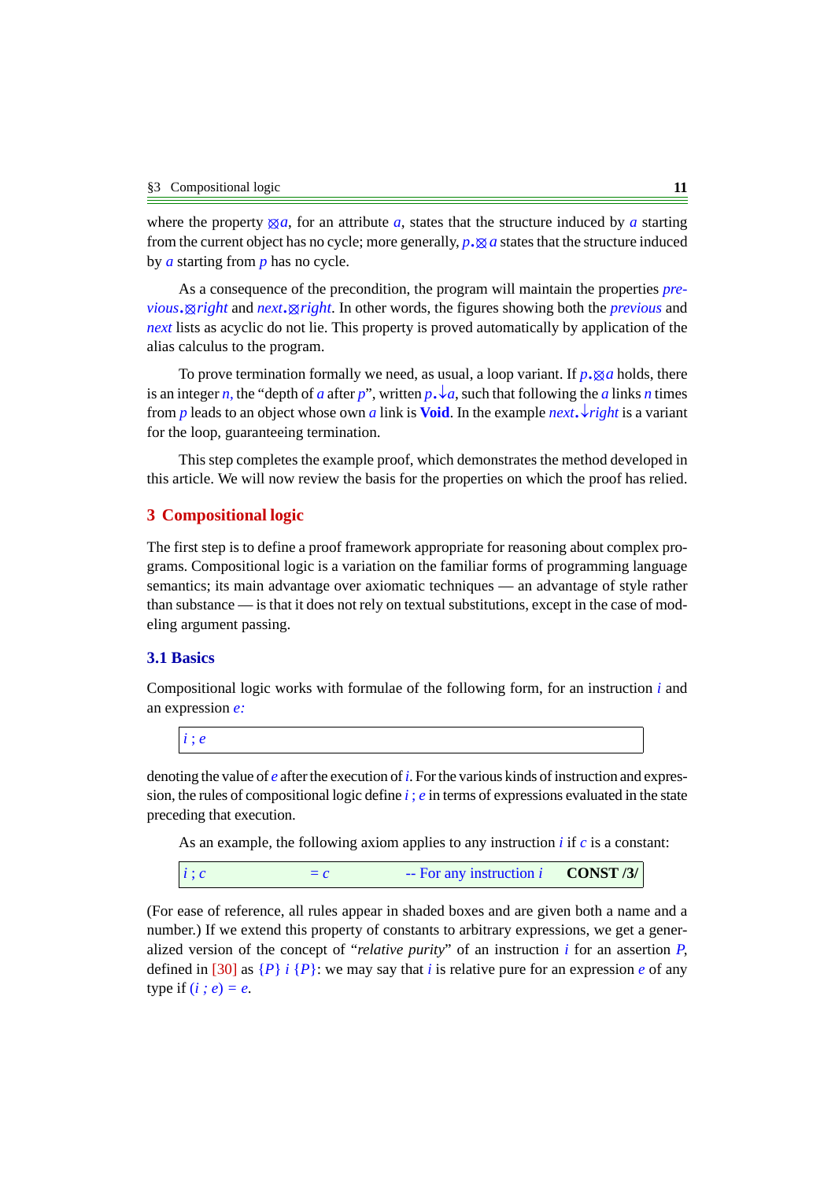where the property $\boxtimes a$, for an attribute *a*, states that the structure induced by *a* starting from the current object has no cycle; more generally, $p.\boxtimes a$ states that the structure induced by *a* starting from *p* has no cycle.

As a consequence of the precondition, the program will maintain the properties *previous*$.\boxtimes$*right* and *next*$.\boxtimes$*right*. In other words, the figures showing both the *previous* and *next* lists as acyclic do not lie. This property is proved automatically by application of the alias calculus to the program.

To prove termination formally we need, as usual, a loop variant. If $p.\boxtimes a$ holds, there is an integer *n*, the "depth of *a* after *p*", written $p.\downarrow a$, such that following the *a* links *n* times from *p* leads to an object whose own *a* link is **Void**. In the example *next*$.\downarrow$*right* is a variant for the loop, guaranteeing termination.

This step completes the example proof, which demonstrates the method developed in this article. We will now review the basis for the properties on which the proof has relied.

## 3 Compositional logic

The first step is to define a proof framework appropriate for reasoning about complex programs. Compositional logic is a variation on the familiar forms of programming language semantics; its main advantage over axiomatic techniques — an advantage of style rather than substance — is that it does not rely on textual substitutions, except in the case of modeling argument passing.

### 3.1 Basics

Compositional logic works with formulae of the following form, for an instruction *i* and an expression *e:*

$$i \; ; \; e$$

denoting the value of *e* after the execution of *i*. For the various kinds of instruction and expression, the rules of compositional logic define *i* ; *e* in terms of expressions evaluated in the state preceding that execution.

As an example, the following axiom applies to any instruction *i* if *c* is a constant:

| | | | |
|---|---|---|---|
| $i \; ; \; c$ | $= c$ | -- For any instruction *i* | **CONST /3/** |

(For ease of reference, all rules appear in shaded boxes and are given both a name and a number.) If we extend this property of constants to arbitrary expressions, we get a generalized version of the concept of "*relative purity*" of an instruction *i* for an assertion *P*, defined in [30] as $\{P\} \; i \; \{P\}$: we may say that *i* is relative pure for an expression *e* of any type if $(i \; ; \; e) = e$.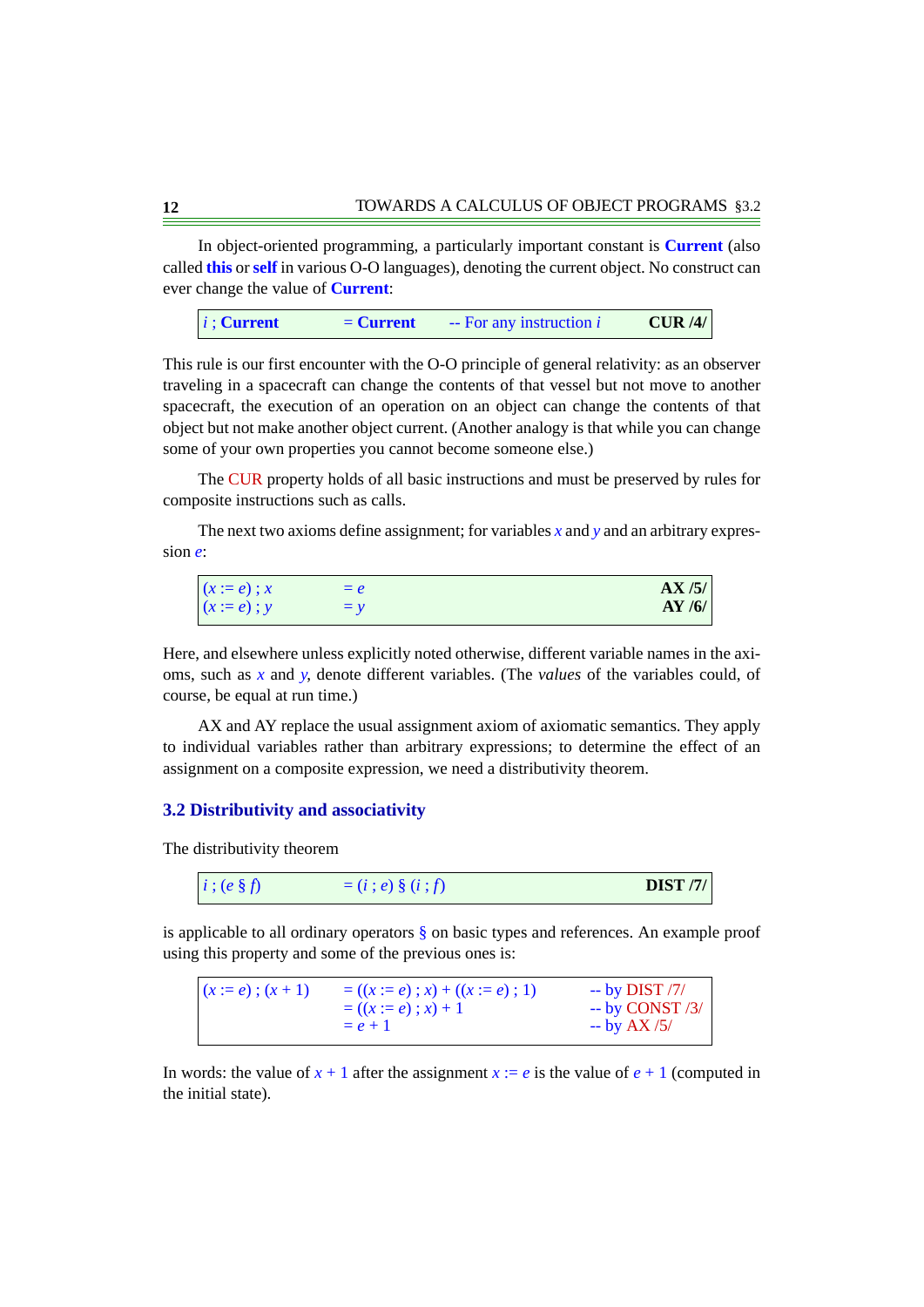In object-oriented programming, a particularly important constant is **Current** (also called **this** or **self** in various O-O languages), denoting the current object. No construct can ever change the value of **Current**:

| $i$ ; **Current** | = **Current** | -- For any instruction $i$ | **CUR /4/** |
|---|---|---|---|

This rule is our first encounter with the O-O principle of general relativity: as an observer traveling in a spacecraft can change the contents of that vessel but not move to another spacecraft, the execution of an operation on an object can change the contents of that object but not make another object current. (Another analogy is that while you can change some of your own properties you cannot become someone else.)

The CUR property holds of all basic instructions and must be preserved by rules for composite instructions such as calls.

The next two axioms define assignment; for variables $x$ and $y$ and an arbitrary expression $e$:

| | | |
|---|---|---|
| $(x := e)\ ;\ x$ | $= e$ | **AX /5/** |
| $(x := e)\ ;\ y$ | $= y$ | **AY /6/** |

Here, and elsewhere unless explicitly noted otherwise, different variable names in the axioms, such as $x$ and $y$, denote different variables. (The *values* of the variables could, of course, be equal at run time.)

AX and AY replace the usual assignment axiom of axiomatic semantics. They apply to individual variables rather than arbitrary expressions; to determine the effect of an assignment on a composite expression, we need a distributivity theorem.

## 3.2 Distributivity and associativity

The distributivity theorem

| | | |
|---|---|---|
| $i\ ;\ (e\ \S\ f)$ | $= (i\ ;\ e)\ \S\ (i\ ;\ f)$ | **DIST /7/** |

is applicable to all ordinary operators $\S$ on basic types and references. An example proof using this property and some of the previous ones is:

| | | |
|---|---|---|
| $(x := e)\ ;\ (x + 1)$ | $= ((x := e)\ ;\ x) + ((x := e)\ ;\ 1)$ | -- by DIST /7/ |
| | $= ((x := e)\ ;\ x) + 1$ | -- by CONST /3/ |
| | $= e + 1$ | -- by AX /5/ |

In words: the value of $x + 1$ after the assignment $x := e$ is the value of $e + 1$ (computed in the initial state).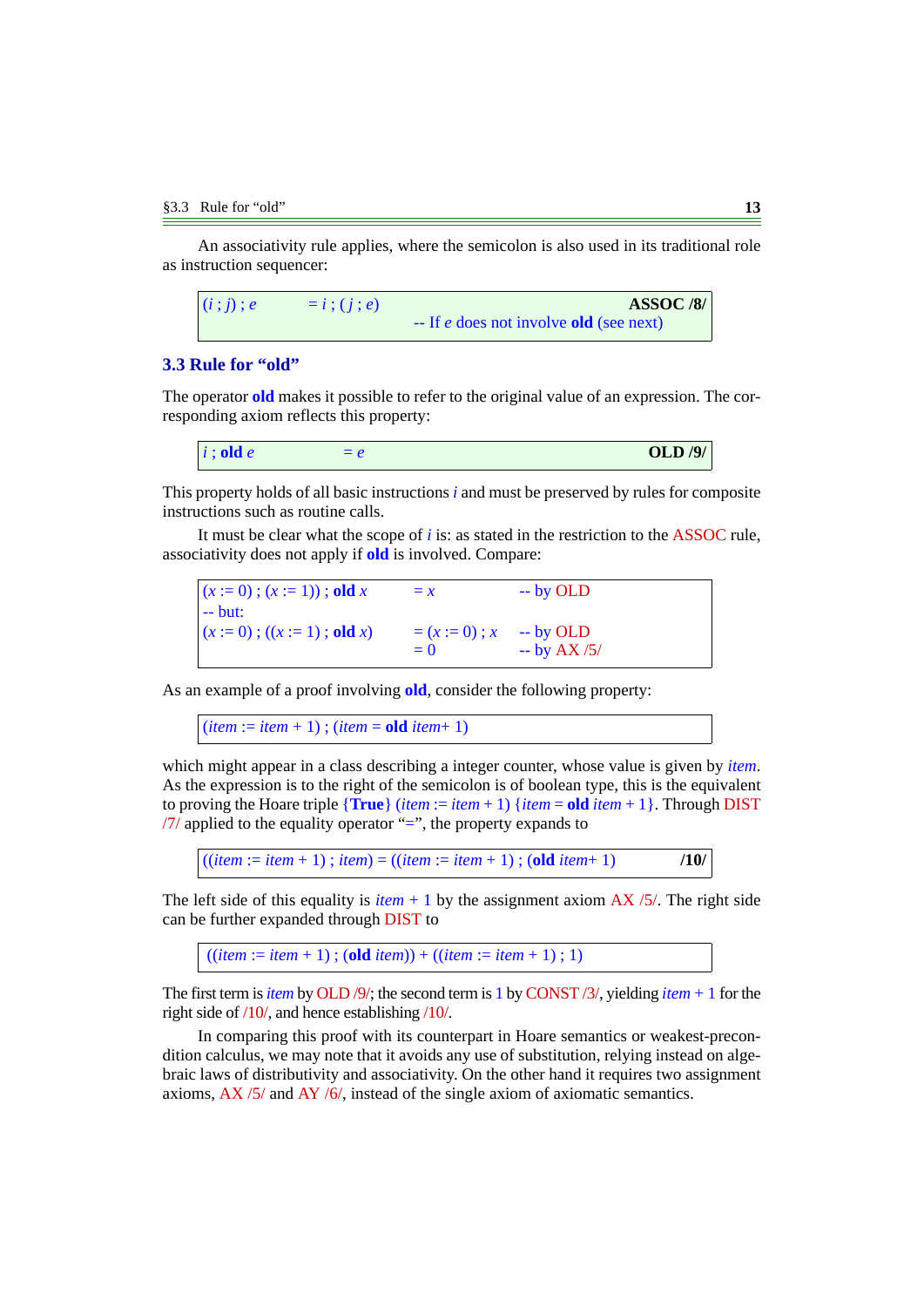An associativity rule applies, where the semicolon is also used in its traditional role as instruction sequencer:

| $(i ; j) ; e$ | $= i ; (j ; e)$ | **ASSOC /8/** |
|---|---|---|
| | -- If $e$ does not involve **old** (see next) | |

## 3.3 Rule for "old"

The operator **old** makes it possible to refer to the original value of an expression. The corresponding axiom reflects this property:

| $i$ ; **old** $e$ | $= e$ | **OLD /9/** |
|---|---|---|

This property holds of all basic instructions $i$ and must be preserved by rules for composite instructions such as routine calls.

It must be clear what the scope of $i$ is: as stated in the restriction to the ASSOC rule, associativity does not apply if **old** is involved. Compare:

| | | |
|---|---|---|
| $(x := 0) ; (x := 1))$ ; **old** $x$ | $= x$ | -- by OLD |
| -- but: | | |
| $(x := 0) ; ((x := 1)$ ; **old** $x)$ | $= (x := 0) ; x$ | -- by OLD |
| | $= 0$ | -- by AX /5/ |

As an example of a proof involving **old**, consider the following property:

$(item := item + 1)$ ; $(item =$ **old** $item + 1)$

which might appear in a class describing a integer counter, whose value is given by $item$. As the expression is to the right of the semicolon is of boolean type, this is the equivalent to proving the Hoare triple {**True**} $(item := item + 1)$ $\{item =$ **old** $item + 1\}$. Through DIST /7/ applied to the equality operator "=", the property expands to

$((item := item + 1) ; item) = ((item := item + 1)$ ; (**old** $item + 1)$ **/10/**

The left side of this equality is $item + 1$ by the assignment axiom AX /5/. The right side can be further expanded through DIST to

$((item := item + 1)$ ; (**old** $item)) + ((item := item + 1) ; 1)$

The first term is $item$ by OLD /9/; the second term is $1$ by CONST /3/, yielding $item + 1$ for the right side of /10/, and hence establishing /10/.

In comparing this proof with its counterpart in Hoare semantics or weakest-precondition calculus, we may note that it avoids any use of substitution, relying instead on algebraic laws of distributivity and associativity. On the other hand it requires two assignment axioms, AX /5/ and AY /6/, instead of the single axiom of axiomatic semantics.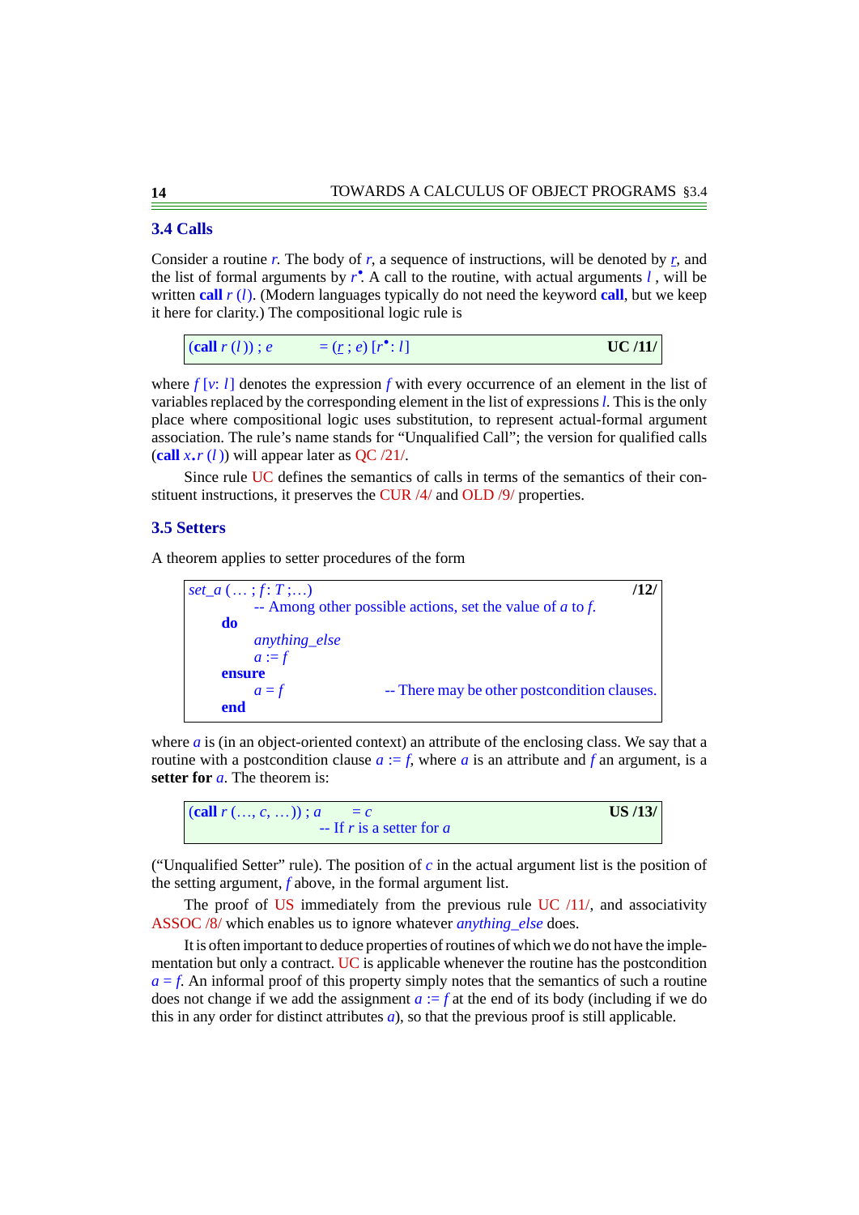## 3.4 Calls

Consider a routine *r*. The body of *r*, a sequence of instructions, will be denoted by $\underline{r}$, and the list of formal arguments by $r^\bullet$. A call to the routine, with actual arguments *l* , will be written **call** *r* (*l*). (Modern languages typically do not need the keyword **call**, but we keep it here for clarity.) The compositional logic rule is

| (**call** *r* (*l* )) ; *e* $\quad = (\underline{r} ; e)\ [r^\bullet : l]$ | **UC /11/** |
|---|---|

where *f* [*v*: *l*] denotes the expression *f* with every occurrence of an element in the list of variables replaced by the corresponding element in the list of expressions *l*. This is the only place where compositional logic uses substitution, to represent actual-formal argument association. The rule's name stands for "Unqualified Call"; the version for qualified calls (**call** *x*.*r* (*l* )) will appear later as QC /21/.

Since rule UC defines the semantics of calls in terms of the semantics of their constituent instructions, it preserves the CUR /4/ and OLD /9/ properties.

## 3.5 Setters

A theorem applies to setter procedures of the form

```
set_a (… ; f: T ;…)                                                    /12/
        -- Among other possible actions, set the value of a to f.
    do
        anything_else
        a := f
    ensure
        a = f                       -- There may be other postcondition clauses.
    end
```

where *a* is (in an object-oriented context) an attribute of the enclosing class. We say that a routine with a postcondition clause *a* := *f*, where *a* is an attribute and *f* an argument, is a **setter for** *a*. The theorem is:

| (**call** *r* (…, *c*, …)) ; *a* $\quad = c$ <br> -- If *r* is a setter for *a* | **US /13/** |
|---|---|

("Unqualified Setter" rule). The position of *c* in the actual argument list is the position of the setting argument, *f* above, in the formal argument list.

The proof of US immediately from the previous rule UC /11/, and associativity ASSOC /8/ which enables us to ignore whatever *anything_else* does.

It is often important to deduce properties of routines of which we do not have the implementation but only a contract. UC is applicable whenever the routine has the postcondition *a* = *f*. An informal proof of this property simply notes that the semantics of such a routine does not change if we add the assignment *a* := *f* at the end of its body (including if we do this in any order for distinct attributes *a*), so that the previous proof is still applicable.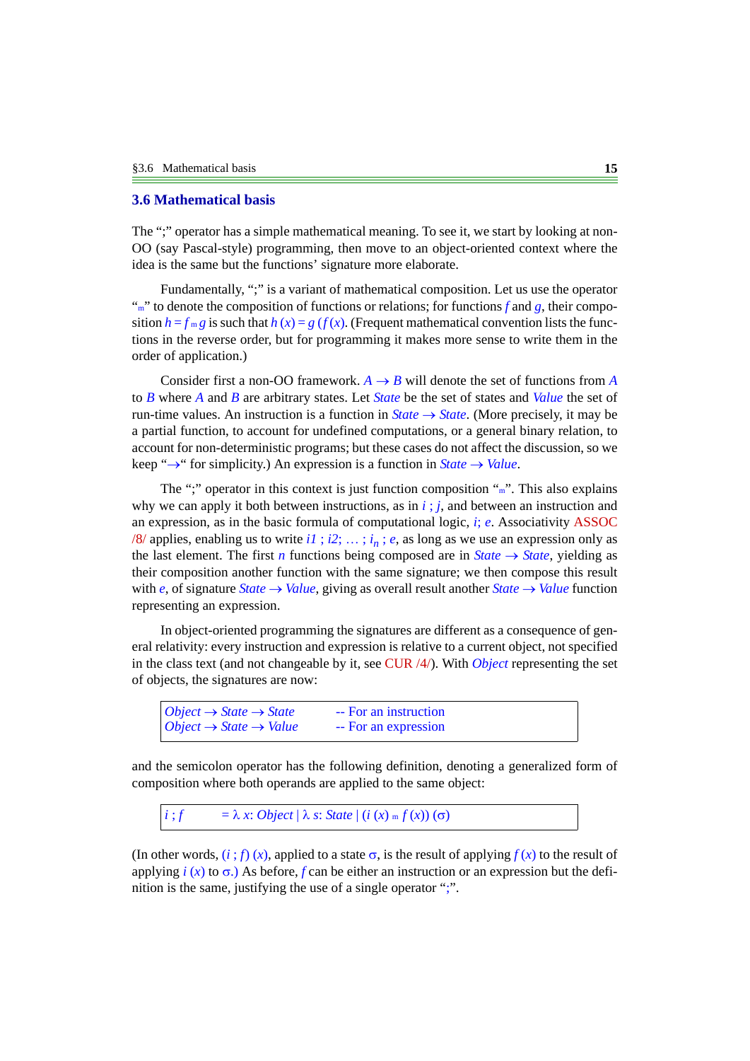## 3.6 Mathematical basis

The ";" operator has a simple mathematical meaning. To see it, we start by looking at non-OO (say Pascal-style) programming, then move to an object-oriented context where the idea is the same but the functions' signature more elaborate.

Fundamentally, ";" is a variant of mathematical composition. Let us use the operator "$\circ$" to denote the composition of functions or relations; for functions $f$ and $g$, their composition $h = f \circ g$ is such that $h(x) = g(f(x))$. (Frequent mathematical convention lists the functions in the reverse order, but for programming it makes more sense to write them in the order of application.)

Consider first a non-OO framework. $A \rightarrow B$ will denote the set of functions from $A$ to $B$ where $A$ and $B$ are arbitrary states. Let *State* be the set of states and *Value* the set of run-time values. An instruction is a function in *State* $\rightarrow$ *State*. (More precisely, it may be a partial function, to account for undefined computations, or a general binary relation, to account for non-deterministic programs; but these cases do not affect the discussion, so we keep "$\rightarrow$" for simplicity.) An expression is a function in *State* $\rightarrow$ *Value*.

The ";" operator in this context is just function composition "$\circ$". This also explains why we can apply it both between instructions, as in $i$ ; $j$, and between an instruction and an expression, as in the basic formula of computational logic, $i$; $e$. Associativity ASSOC /8/ applies, enabling us to write $i1$ ; $i2$; … ; $i_n$ ; $e$, as long as we use an expression only as the last element. The first $n$ functions being composed are in *State* $\rightarrow$ *State*, yielding as their composition another function with the same signature; we then compose this result with $e$, of signature *State* $\rightarrow$ *Value*, giving as overall result another *State* $\rightarrow$ *Value* function representing an expression.

In object-oriented programming the signatures are different as a consequence of general relativity: every instruction and expression is relative to a current object, not specified in the class text (and not changeable by it, see CUR /4/). With *Object* representing the set of objects, the signatures are now:

```
Object → State → State        -- For an instruction
Object → State → Value        -- For an expression
```

and the semicolon operator has the following definition, denoting a generalized form of composition where both operands are applied to the same object:

$$i \; ; f \quad = \lambda\, x\colon Object \mid \lambda\, s\colon State \mid (i\,(x) \circ f\,(x))\,(\sigma)$$

(In other words, $(i \; ; f)\,(x)$, applied to a state $\sigma$, is the result of applying $f\,(x)$ to the result of applying $i\,(x)$ to $\sigma$.) As before, $f$ can be either an instruction or an expression but the definition is the same, justifying the use of a single operator ";".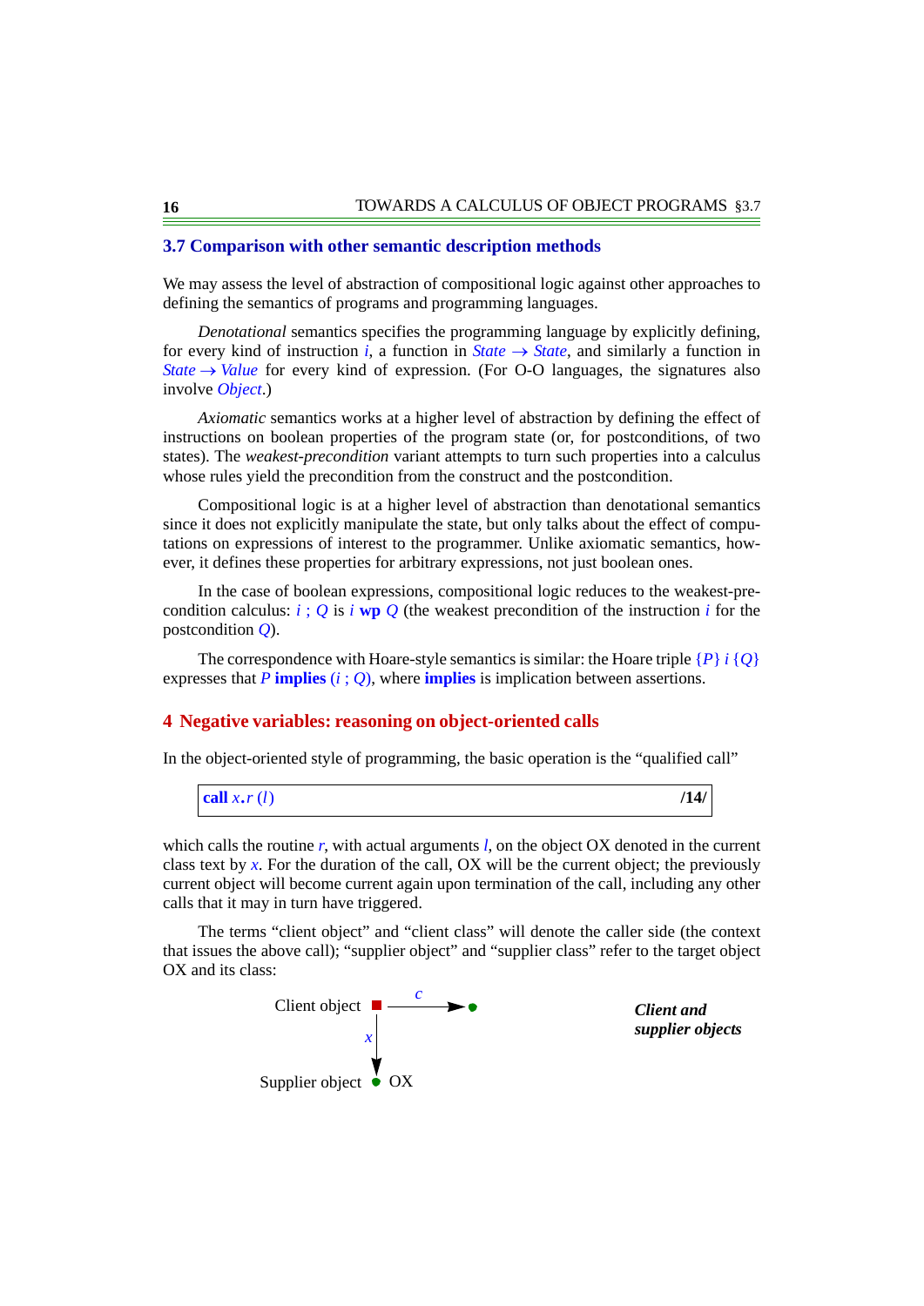## 3.7 Comparison with other semantic description methods

We may assess the level of abstraction of compositional logic against other approaches to defining the semantics of programs and programming languages.

*Denotational* semantics specifies the programming language by explicitly defining, for every kind of instruction $i$, a function in $State \rightarrow State$, and similarly a function in $State \rightarrow Value$ for every kind of expression. (For O-O languages, the signatures also involve $Object$.)

*Axiomatic* semantics works at a higher level of abstraction by defining the effect of instructions on boolean properties of the program state (or, for postconditions, of two states). The *weakest-precondition* variant attempts to turn such properties into a calculus whose rules yield the precondition from the construct and the postcondition.

Compositional logic is at a higher level of abstraction than denotational semantics since it does not explicitly manipulate the state, but only talks about the effect of computations on expressions of interest to the programmer. Unlike axiomatic semantics, however, it defines these properties for arbitrary expressions, not just boolean ones.

In the case of boolean expressions, compositional logic reduces to the weakest-precondition calculus: $i\ ;\ Q$ is $i$ **wp** $Q$ (the weakest precondition of the instruction $i$ for the postcondition $Q$).

The correspondence with Hoare-style semantics is similar: the Hoare triple $\{P\}\ i\ \{Q\}$ expresses that $P$ **implies** $(i\ ;\ Q)$, where **implies** is implication between assertions.

# 4 Negative variables: reasoning on object-oriented calls

In the object-oriented style of programming, the basic operation is the "qualified call"

$$\textbf{call}\ x.r\ (l) \qquad /14/$$

which calls the routine $r$, with actual arguments $l$, on the object OX denoted in the current class text by $x$. For the duration of the call, OX will be the current object; the previously current object will become current again upon termination of the call, including any other calls that it may in turn have triggered.

The terms "client object" and "client class" will denote the caller side (the context that issues the above call); "supplier object" and "supplier class" refer to the target object OX and its class:

Client object $\xrightarrow{c}$ •

$x$ ↓

Supplier object • OX

***Client and supplier objects***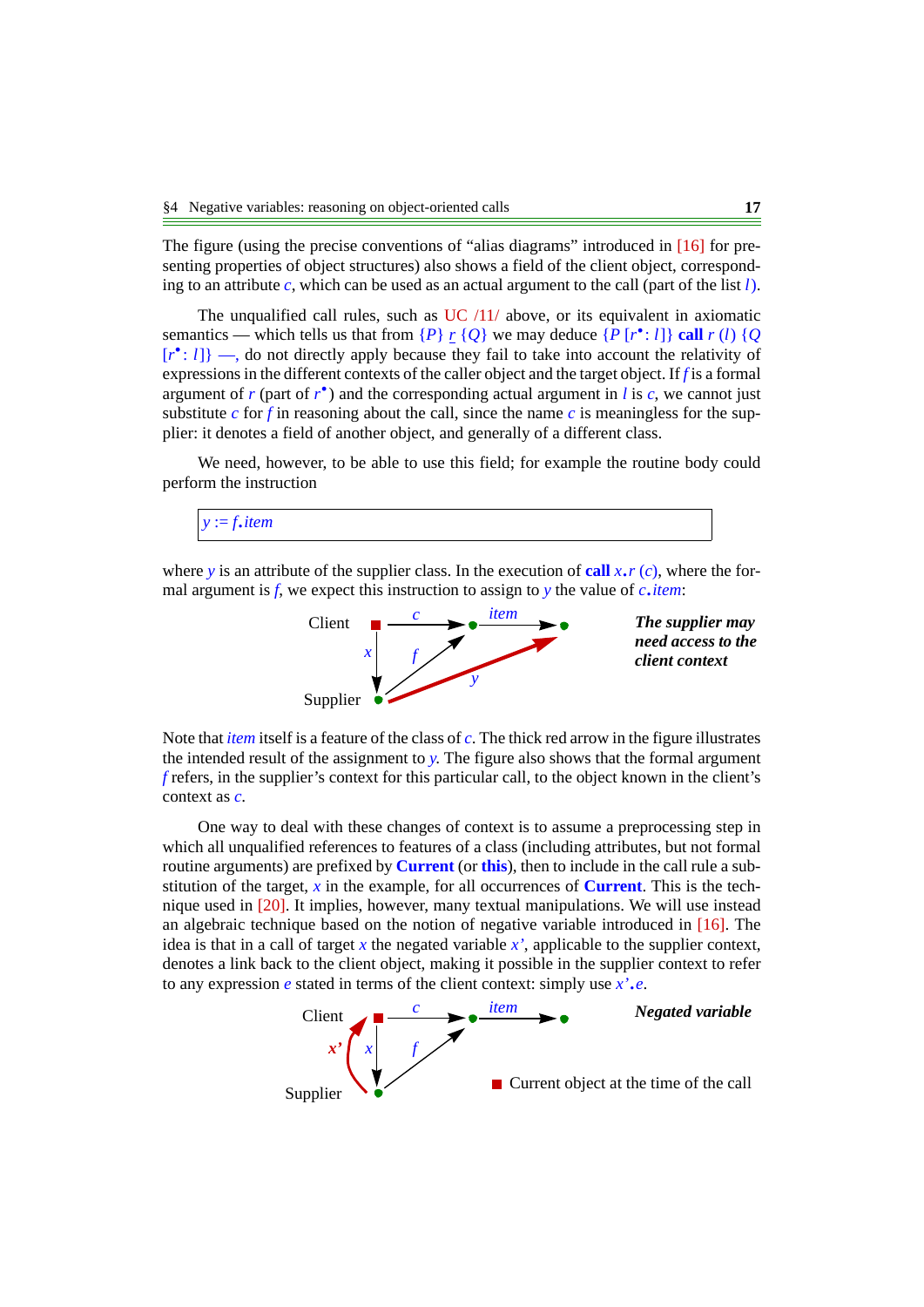The figure (using the precise conventions of "alias diagrams" introduced in [16] for presenting properties of object structures) also shows a field of the client object, corresponding to an attribute *c*, which can be used as an actual argument to the call (part of the list *l*).

The unqualified call rules, such as UC /11/ above, or its equivalent in axiomatic semantics — which tells us that from $\{P\}$ $\underline{r}$ $\{Q\}$ we may deduce $\{P\ [r^{\bullet} : l]\}$ **call** $r\ (l)\ \{Q\ [r^{\bullet} : l]\}$ —, do not directly apply because they fail to take into account the relativity of expressions in the different contexts of the caller object and the target object. If *f* is a formal argument of *r* (part of $r^{\bullet}$) and the corresponding actual argument in *l* is *c*, we cannot just substitute *c* for *f* in reasoning about the call, since the name *c* is meaningless for the supplier: it denotes a field of another object, and generally of a different class.

We need, however, to be able to use this field; for example the routine body could perform the instruction

```
y := f.item
```

where *y* is an attribute of the supplier class. In the execution of **call** *x*.*r* (*c*), where the formal argument is *f*, we expect this instruction to assign to *y* the value of *c*.*item*:

Client
c
item
x
f
y
Supplier

***The supplier may need access to the client context***

Note that *item* itself is a feature of the class of *c*. The thick red arrow in the figure illustrates the intended result of the assignment to *y*. The figure also shows that the formal argument *f* refers, in the supplier's context for this particular call, to the object known in the client's context as *c*.

One way to deal with these changes of context is to assume a preprocessing step in which all unqualified references to features of a class (including attributes, but not formal routine arguments) are prefixed by **Current** (or **this**), then to include in the call rule a substitution of the target, *x* in the example, for all occurrences of **Current**. This is the technique used in [20]. It implies, however, many textual manipulations. We will use instead an algebraic technique based on the notion of negative variable introduced in [16]. The idea is that in a call of target *x* the negated variable *x'*, applicable to the supplier context, denotes a link back to the client object, making it possible in the supplier context to refer to any expression *e* stated in terms of the client context: simply use *x'*.*e*.

Client
c
item
x'
x
f
Supplier

***Negated variable***

Current object at the time of the call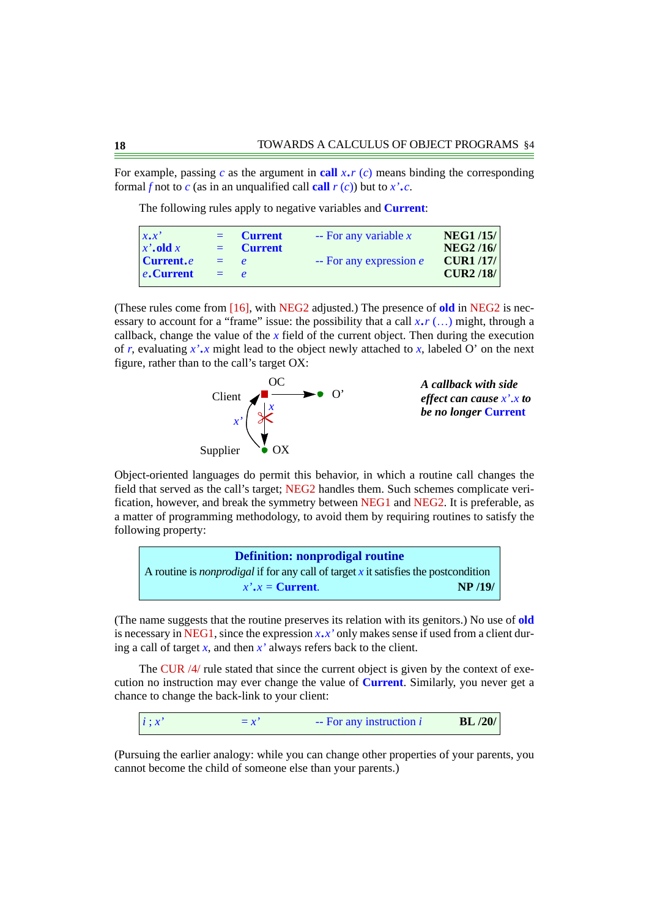For example, passing $c$ as the argument in **call** $x.r\ (c)$ means binding the corresponding formal $f$ not to $c$ (as in an unqualified call **call** $r\ (c)$) but to $x'.c$.

The following rules apply to negative variables and **Current**:

| | | | | |
|---|---|---|---|---|
| $x.x'$ | = | **Current** | -- For any variable $x$ | **NEG1 /15/** |
| $x'$.**old** $x$ | = | **Current** | | **NEG2 /16/** |
| **Current**.$e$ | = | $e$ | -- For any expression $e$ | **CUR1 /17/** |
| $e$.**Current** | = | $e$ | | **CUR2 /18/** |

(These rules come from [16], with NEG2 adjusted.) The presence of **old** in NEG2 is necessary to account for a "frame" issue: the possibility that a call $x.r$ (…) might, through a callback, change the value of the $x$ field of the current object. Then during the execution of $r$, evaluating $x'.x$ might lead to the object newly attached to $x$, labeled O' on the next figure, rather than to the call's target OX:

***A callback with side effect can cause $x'.x$ to be no longer* Current**

Object-oriented languages do permit this behavior, in which a routine call changes the field that served as the call's target; NEG2 handles them. Such schemes complicate verification, however, and break the symmetry between NEG1 and NEG2. It is preferable, as a matter of programming methodology, to avoid them by requiring routines to satisfy the following property:

> **Definition: nonprodigal routine**
>
> A routine is *nonprodigal* if for any call of target $x$ it satisfies the postcondition
>
> $x'.x$ = **Current**. **NP /19/**

(The name suggests that the routine preserves its relation with its genitors.) No use of **old** is necessary in NEG1, since the expression $x.x'$ only makes sense if used from a client during a call of target $x$, and then $x'$ always refers back to the client.

The CUR /4/ rule stated that since the current object is given by the context of execution no instruction may ever change the value of **Current**. Similarly, you never get a chance to change the back-link to your client:

| | | | |
|---|---|---|---|
| $i\ ;\ x'$ | $= x'$ | -- For any instruction $i$ | **BL /20/** |

(Pursuing the earlier analogy: while you can change other properties of your parents, you cannot become the child of someone else than your parents.)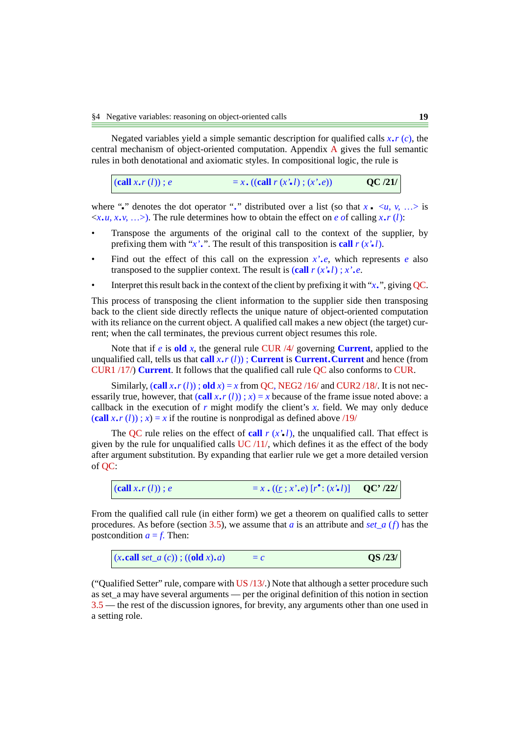Negated variables yield a simple semantic description for qualified calls $x.r\ (c)$, the central mechanism of object-oriented computation. Appendix A gives the full semantic rules in both denotational and axiomatic styles. In compositional logic, the rule is

| (**call** $x.r\ (l)$) ; $e$ | $= x$ **.** ((**call** $r\ (x'$**.**$l)$) ; $(x'.e)$) | **QC /21/** |
|---|---|---|

where "**.**" denotes the dot operator "." distributed over a list (so that $x$ **.** $<u, v, \ldots>$ is $<x.u, x.v, \ldots>$). The rule determines how to obtain the effect on $e$ of calling $x.r\ (l)$:

- Transpose the arguments of the original call to the context of the supplier, by prefixing them with "$x'.$". The result of this transposition is **call** $r\ (x'$**.**$l)$.
- Find out the effect of this call on the expression $x'.e$, which represents $e$ also transposed to the supplier context. The result is (**call** $r\ (x'$**.**$l)$ ; $x'.e$.
- Interpret this result back in the context of the client by prefixing it with "$x.$", giving QC.

This process of transposing the client information to the supplier side then transposing back to the client side directly reflects the unique nature of object-oriented computation with its reliance on the current object. A qualified call makes a new object (the target) current; when the call terminates, the previous current object resumes this role.

Note that if $e$ is **old** $x$, the general rule CUR /4/ governing **Current**, applied to the unqualified call, tells us that **call** $x.r\ (l)$) ; **Current** is **Current.Current** and hence (from CUR1 /17/) **Current**. It follows that the qualified call rule QC also conforms to CUR.

Similarly, (**call** $x.r\ (l)$) ; **old** $x$) = $x$ from QC, NEG2 /16/ and CUR2 /18/. It is not necessarily true, however, that (**call** $x.r\ (l)$) ; $x$) = $x$ because of the frame issue noted above: a callback in the execution of $r$ might modify the client's $x$. field. We may only deduce (**call** $x.r\ (l)$) ; $x$) = $x$ if the routine is nonprodigal as defined above /19/

The QC rule relies on the effect of **call** $r\ (x'$**.**$l)$, the unqualified call. That effect is given by the rule for unqualified calls UC /11/, which defines it as the effect of the body after argument substitution. By expanding that earlier rule we get a more detailed version of QC:

| (**call** $x.r\ (l)$) ; $e$ | $= x$ **.** (($\underline{r}$ ; $x'.e$) $[r^{\bullet} : (x'$**.**$l)]$) | **QC' /22/** |
|---|---|---|

From the qualified call rule (in either form) we get a theorem on qualified calls to setter procedures. As before (section 3.5), we assume that $a$ is an attribute and $set\_a\ (f)$ has the postcondition $a = f$. Then:

| ($x$.**call** $set\_a\ (c)$) ; ((**old** $x$).$a$) | $= c$ | **QS /23/** |
|---|---|---|

("Qualified Setter" rule, compare with US /13/.) Note that although a setter procedure such as set_a may have several arguments — per the original definition of this notion in section 3.5 — the rest of the discussion ignores, for brevity, any arguments other than one used in a setting role.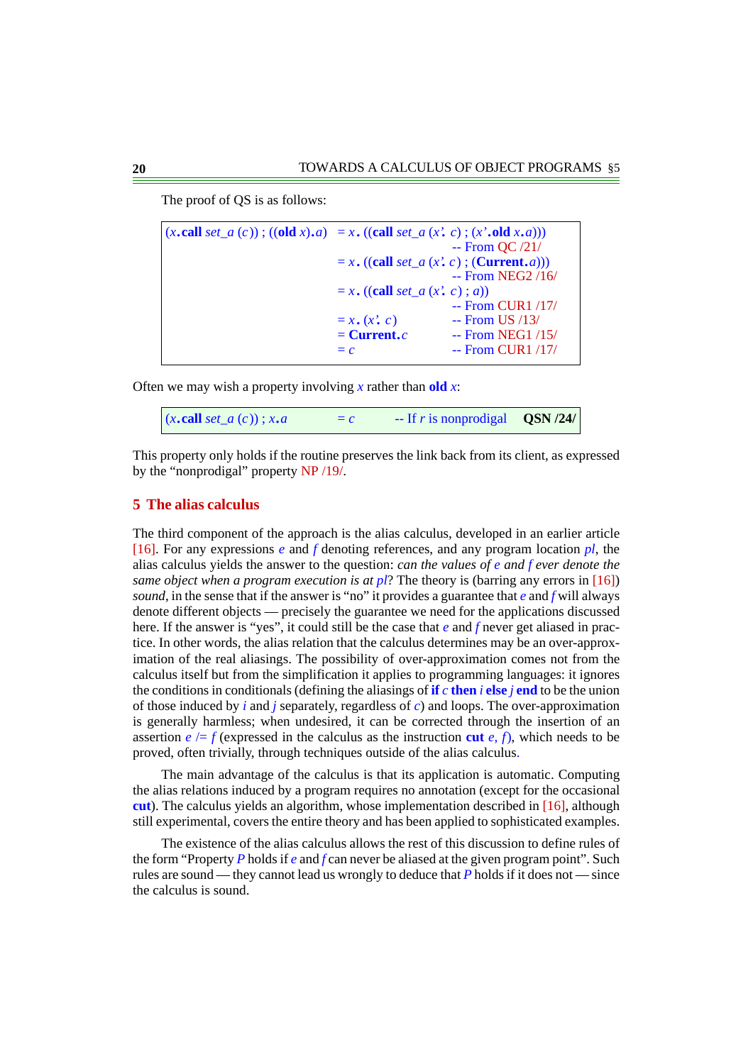The proof of QS is as follows:

```
(x.call set_a (c)) ; ((old x).a)  = x. ((call set_a (x'. c) ; (x'.old x.a)))
                                           -- From QC /21/
                                  = x. ((call set_a (x'. c) ; (Current.a)))
                                           -- From NEG2 /16/
                                  = x. ((call set_a (x'. c) ; a))
                                           -- From CUR1 /17/
                                  = x. (x'. c)    -- From US /13/
                                  = Current.c     -- From NEG1 /15/
                                  = c             -- From CUR1 /17/
```

Often we may wish a property involving *x* rather than **old** *x*:

| | | | |
|---|---|---|---|
| (*x*.**call** *set_a* (*c*)) ; *x*.*a* | = *c* | -- If *r* is nonprodigal | **QSN /24/** |

This property only holds if the routine preserves the link back from its client, as expressed by the "nonprodigal" property NP /19/.

## 5 The alias calculus

The third component of the approach is the alias calculus, developed in an earlier article [16]. For any expressions *e* and *f* denoting references, and any program location *pl*, the alias calculus yields the answer to the question: *can the values of e and f ever denote the same object when a program execution is at pl*? The theory is (barring any errors in [16]) *sound*, in the sense that if the answer is "no" it provides a guarantee that *e* and *f* will always denote different objects — precisely the guarantee we need for the applications discussed here. If the answer is "yes", it could still be the case that *e* and *f* never get aliased in practice. In other words, the alias relation that the calculus determines may be an over-approximation of the real aliasings. The possibility of over-approximation comes not from the calculus itself but from the simplification it applies to programming languages: it ignores the conditions in conditionals (defining the aliasings of **if** *c* **then** *i* **else** *j* **end** to be the union of those induced by *i* and *j* separately, regardless of *c*) and loops. The over-approximation is generally harmless; when undesired, it can be corrected through the insertion of an assertion *e* /= *f* (expressed in the calculus as the instruction **cut** *e*, *f*), which needs to be proved, often trivially, through techniques outside of the alias calculus.

The main advantage of the calculus is that its application is automatic. Computing the alias relations induced by a program requires no annotation (except for the occasional **cut**). The calculus yields an algorithm, whose implementation described in [16], although still experimental, covers the entire theory and has been applied to sophisticated examples.

The existence of the alias calculus allows the rest of this discussion to define rules of the form "Property *P* holds if *e* and *f* can never be aliased at the given program point". Such rules are sound — they cannot lead us wrongly to deduce that *P* holds if it does not — since the calculus is sound.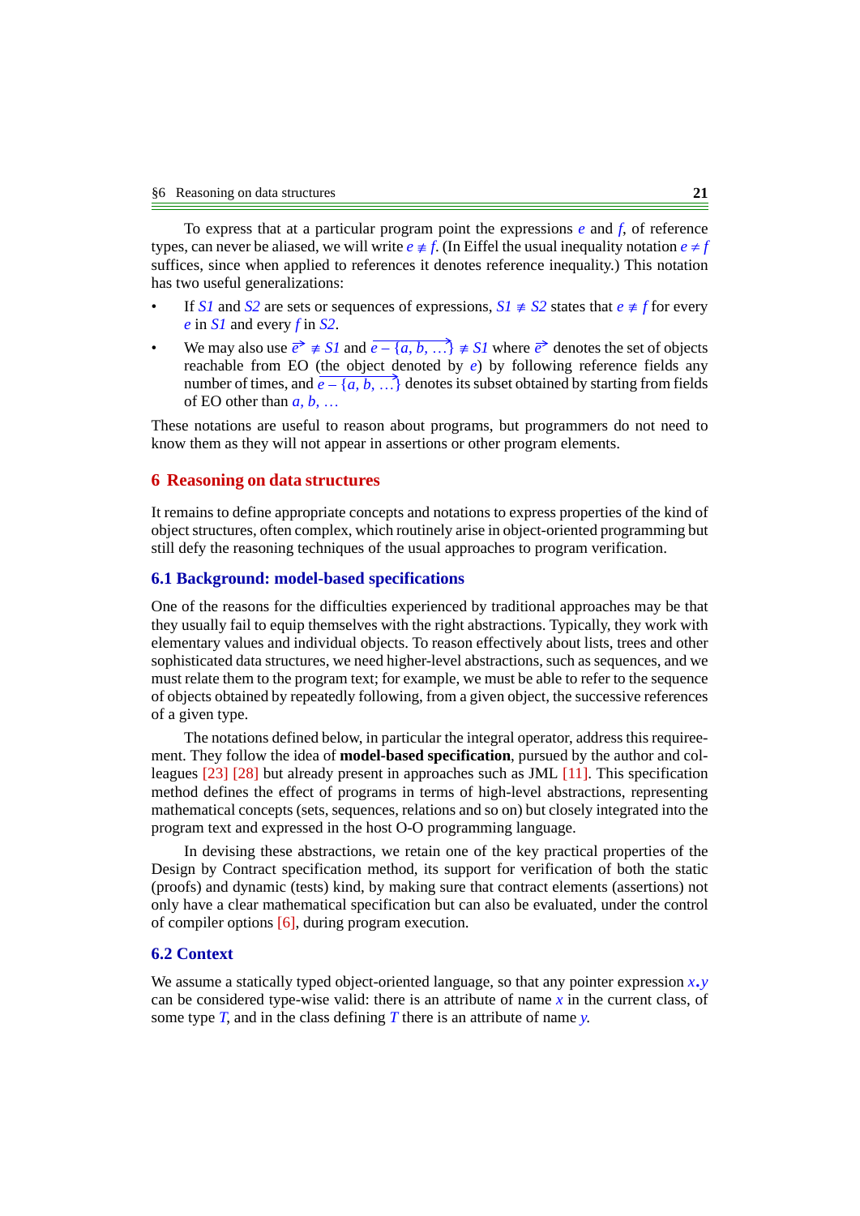To express that at a particular program point the expressions $e$ and $f$, of reference types, can never be aliased, we will write $e \not\equiv f$. (In Eiffel the usual inequality notation $e \neq f$ suffices, since when applied to references it denotes reference inequality.) This notation has two useful generalizations:

- If $S1$ and $S2$ are sets or sequences of expressions, $S1 \not\equiv S2$ states that $e \not\equiv f$ for every $e$ in $S1$ and every $f$ in $S2$.
- We may also use $\overrightarrow{e} \not\equiv S1$ and $\overrightarrow{e - \{a, b, \ldots\}} \not\equiv S1$ where $\overrightarrow{e}$ denotes the set of objects reachable from EO (the object denoted by $e$) by following reference fields any number of times, and $\overrightarrow{e - \{a, b, \ldots\}}$ denotes its subset obtained by starting from fields of EO other than $a, b, \ldots$

These notations are useful to reason about programs, but programmers do not need to know them as they will not appear in assertions or other program elements.

# 6 Reasoning on data structures

It remains to define appropriate concepts and notations to express properties of the kind of object structures, often complex, which routinely arise in object-oriented programming but still defy the reasoning techniques of the usual approaches to program verification.

## 6.1 Background: model-based specifications

One of the reasons for the difficulties experienced by traditional approaches may be that they usually fail to equip themselves with the right abstractions. Typically, they work with elementary values and individual objects. To reason effectively about lists, trees and other sophisticated data structures, we need higher-level abstractions, such as sequences, and we must relate them to the program text; for example, we must be able to refer to the sequence of objects obtained by repeatedly following, from a given object, the successive references of a given type.

The notations defined below, in particular the integral operator, address this requireement. They follow the idea of **model-based specification**, pursued by the author and colleagues [23] [28] but already present in approaches such as JML [11]. This specification method defines the effect of programs in terms of high-level abstractions, representing mathematical concepts (sets, sequences, relations and so on) but closely integrated into the program text and expressed in the host O-O programming language.

In devising these abstractions, we retain one of the key practical properties of the Design by Contract specification method, its support for verification of both the static (proofs) and dynamic (tests) kind, by making sure that contract elements (assertions) not only have a clear mathematical specification but can also be evaluated, under the control of compiler options [6], during program execution.

## 6.2 Context

We assume a statically typed object-oriented language, so that any pointer expression $x.y$ can be considered type-wise valid: there is an attribute of name $x$ in the current class, of some type $T$, and in the class defining $T$ there is an attribute of name $y$.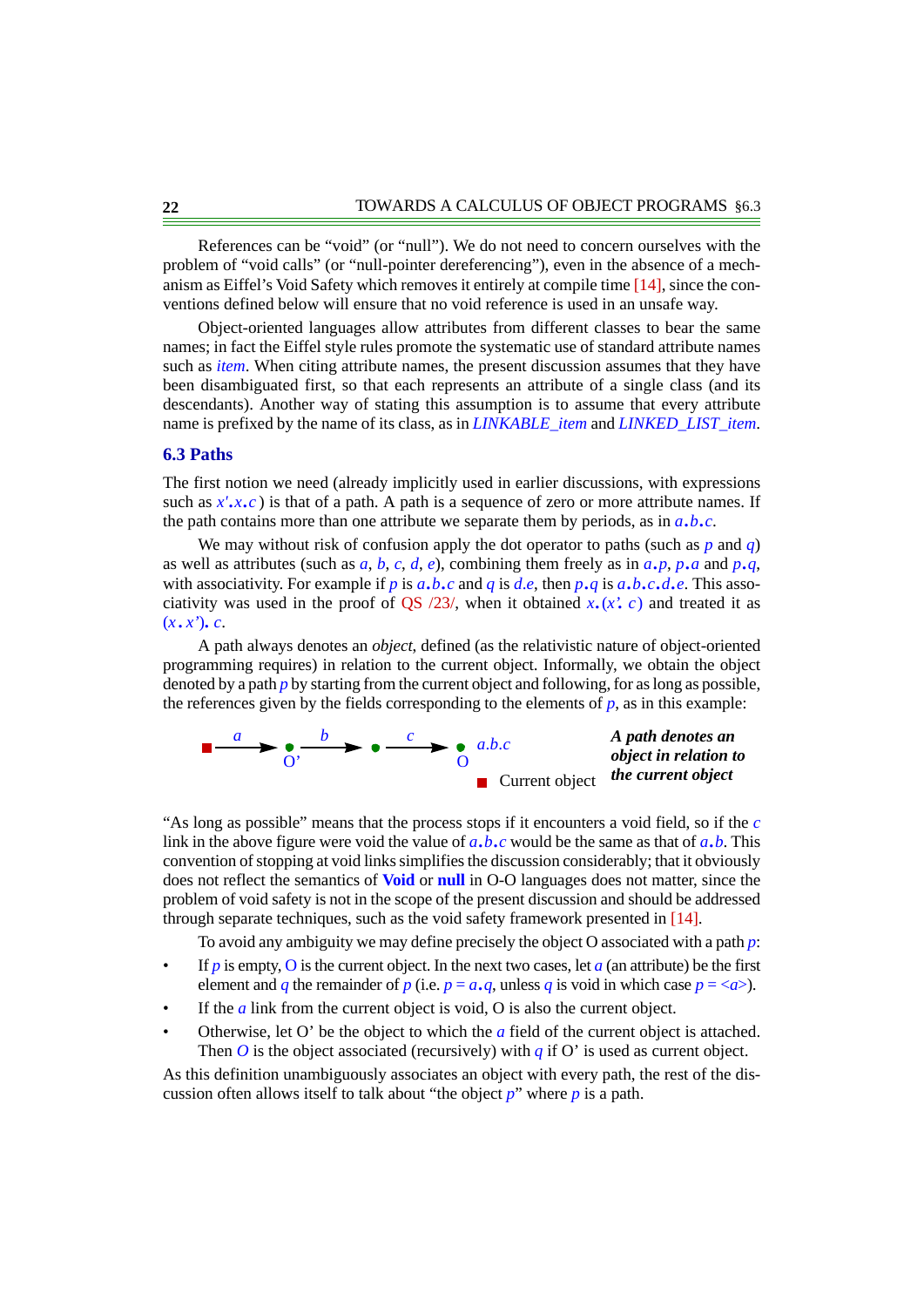References can be "void" (or "null"). We do not need to concern ourselves with the problem of "void calls" (or "null-pointer dereferencing"), even in the absence of a mechanism as Eiffel's Void Safety which removes it entirely at compile time [14], since the conventions defined below will ensure that no void reference is used in an unsafe way.

Object-oriented languages allow attributes from different classes to bear the same names; in fact the Eiffel style rules promote the systematic use of standard attribute names such as *item*. When citing attribute names, the present discussion assumes that they have been disambiguated first, so that each represents an attribute of a single class (and its descendants). Another way of stating this assumption is to assume that every attribute name is prefixed by the name of its class, as in *LINKABLE_item* and *LINKED_LIST_item*.

## 6.3 Paths

The first notion we need (already implicitly used in earlier discussions, with expressions such as $x'.x.c$) is that of a path. A path is a sequence of zero or more attribute names. If the path contains more than one attribute we separate them by periods, as in $a.b.c$.

We may without risk of confusion apply the dot operator to paths (such as $p$ and $q$) as well as attributes (such as $a$, $b$, $c$, $d$, $e$), combining them freely as in $a.p$, $p.a$ and $p.q$, with associativity. For example if $p$ is $a.b.c$ and $q$ is $d.e$, then $p.q$ is $a.b.c.d.e$. This associativity was used in the proof of QS /23/, when it obtained $x.(x'.c)$ and treated it as $(x.x').c$.

A path always denotes an *object*, defined (as the relativistic nature of object-oriented programming requires) in relation to the current object. Informally, we obtain the object denoted by a path $p$ by starting from the current object and following, for as long as possible, the references given by the fields corresponding to the elements of $p$, as in this example:

■ —a→ ● O' —b→ ● —c→ ● O   a.b.c

■ Current object

***A path denotes an object in relation to the current object***

"As long as possible" means that the process stops if it encounters a void field, so if the $c$ link in the above figure were void the value of $a.b.c$ would be the same as that of $a.b$. This convention of stopping at void links simplifies the discussion considerably; that it obviously does not reflect the semantics of **Void** or **null** in O-O languages does not matter, since the problem of void safety is not in the scope of the present discussion and should be addressed through separate techniques, such as the void safety framework presented in [14].

To avoid any ambiguity we may define precisely the object O associated with a path $p$:

- If $p$ is empty, O is the current object. In the next two cases, let $a$ (an attribute) be the first element and $q$ the remainder of $p$ (i.e. $p = a.q$, unless $q$ is void in which case $p = <a>$).
- If the $a$ link from the current object is void, O is also the current object.
- Otherwise, let O' be the object to which the $a$ field of the current object is attached. Then $O$ is the object associated (recursively) with $q$ if O' is used as current object.

As this definition unambiguously associates an object with every path, the rest of the discussion often allows itself to talk about "the object $p$" where $p$ is a path.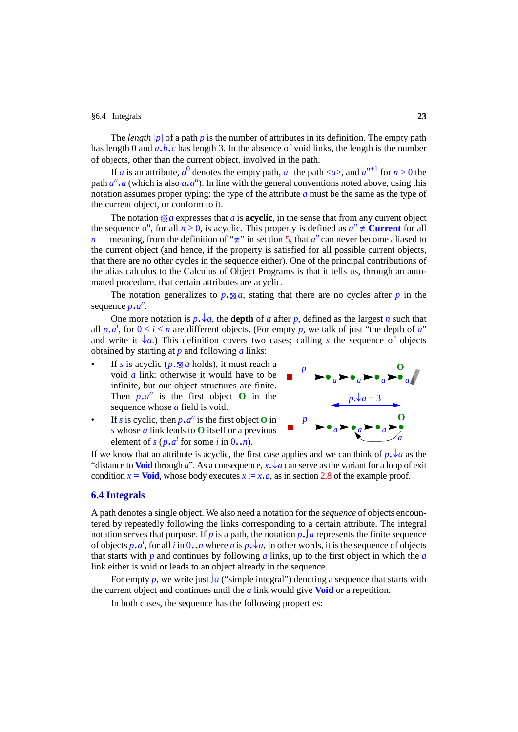The *length* $|p|$ of a path $p$ is the number of attributes in its definition. The empty path has length 0 and $a.b.c$ has length 3. In the absence of void links, the length is the number of objects, other than the current object, involved in the path.

If $a$ is an attribute, $a^0$ denotes the empty path, $a^1$ the path $<a>$, and $a^{n+1}$ for $n > 0$ the path $a^n.a$ (which is also $a.a^n$). In line with the general conventions noted above, using this notation assumes proper typing: the type of the attribute $a$ must be the same as the type of the current object, or conform to it.

The notation $\boxtimes a$ expresses that $a$ is **acyclic**, in the sense that from any current object the sequence $a^n$, for all $n \geq 0$, is acyclic. This property is defined as $a^n \not\equiv$ **Current** for all $n$ — meaning, from the definition of "$\not\equiv$" in section 5, that $a^n$ can never become aliased to the current object (and hence, if the property is satisfied for all possible current objects, that there are no other cycles in the sequence either). One of the principal contributions of the alias calculus to the Calculus of Object Programs is that it tells us, through an automated procedure, that certain attributes are acyclic.

The notation generalizes to $p.\boxtimes a$, stating that there are no cycles after $p$ in the sequence $p.a^n$.

One more notation is $p.\downarrow a$, the **depth** of $a$ after $p$, defined as the largest $n$ such that all $p.a^i$, for $0 \leq i \leq n$ are different objects. (For empty $p$, we talk of just "the depth of $a$" and write it $\downarrow a$.) This definition covers two cases; calling $s$ the sequence of objects obtained by starting at $p$ and following $a$ links:

- If $s$ is acyclic ($p.\boxtimes a$ holds), it must reach a void $a$ link: otherwise it would have to be infinite, but our object structures are finite. Then $p.a^n$ is the first object **O** in the sequence whose $a$ field is void.
- If $s$ is cyclic, then $p.a^n$ is the first object **O** in $s$ whose $a$ link leads to **O** itself or a previous element of $s$ ($p.a^i$ for some $i$ in $0..n$).

If we know that an attribute is acyclic, the first case applies and we can think of $p.\downarrow a$ as the "distance to **Void** through $a$". As a consequence, $x.\downarrow a$ can serve as the variant for a loop of exit condition $x =$ **Void**, whose body executes $x := x.a$, as in section 2.8 of the example proof.

## 6.4 Integrals

A path denotes a single object. We also need a notation for the *sequence* of objects encountered by repeatedly following the links corresponding to a certain attribute. The integral notation serves that purpose. If $p$ is a path, the notation $p.\int a$ represents the finite sequence of objects $p.a^i$, for all $i$ in $0..n$ where $n$ is $p.\downarrow a$, In other words, it is the sequence of objects that starts with $p$ and continues by following $a$ links, up to the first object in which the $a$ link either is void or leads to an object already in the sequence.

For empty $p$, we write just $\int a$ ("simple integral") denoting a sequence that starts with the current object and continues until the $a$ link would give **Void** or a repetition.

In both cases, the sequence has the following properties: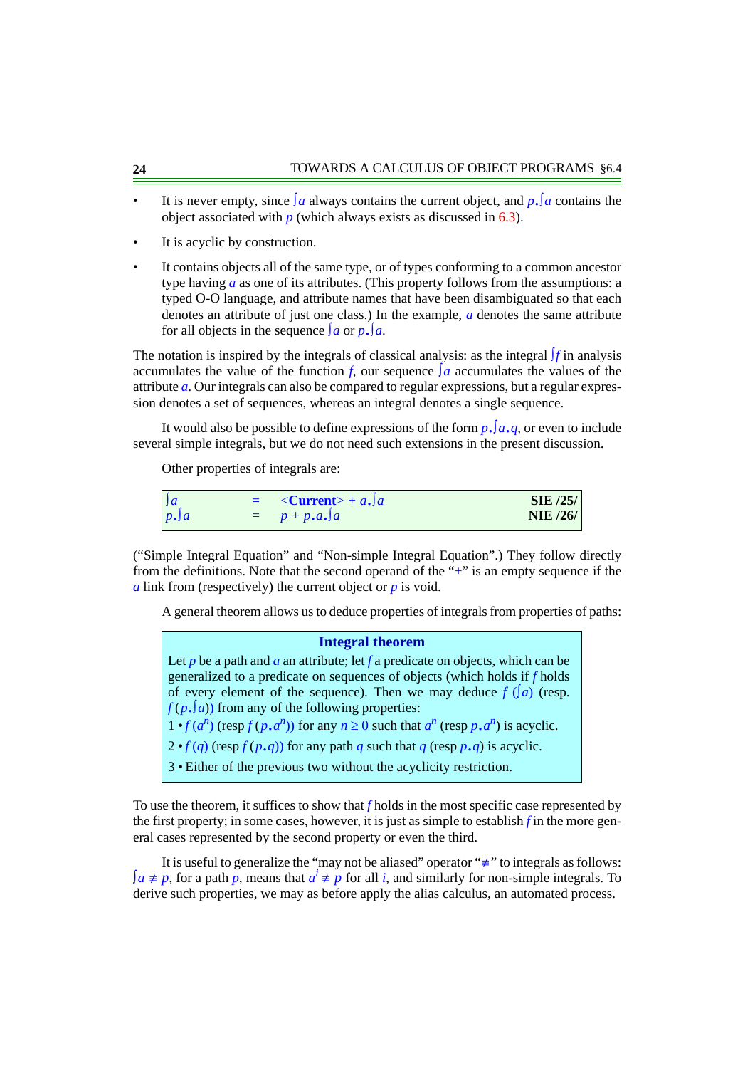- It is never empty, since $\int a$ always contains the current object, and $p.\int a$ contains the object associated with $p$ (which always exists as discussed in 6.3).
- It is acyclic by construction.
- It contains objects all of the same type, or of types conforming to a common ancestor type having $a$ as one of its attributes. (This property follows from the assumptions: a typed O-O language, and attribute names that have been disambiguated so that each denotes an attribute of just one class.) In the example, $a$ denotes the same attribute for all objects in the sequence $\int a$ or $p.\int a$.

The notation is inspired by the integrals of classical analysis: as the integral $\int f$ in analysis accumulates the value of the function $f$, our sequence $\int a$ accumulates the values of the attribute $a$. Our integrals can also be compared to regular expressions, but a regular expression denotes a set of sequences, whereas an integral denotes a single sequence.

It would also be possible to define expressions of the form $p.\int a.q$, or even to include several simple integrals, but we do not need such extensions in the present discussion.

Other properties of integrals are:

| | | | |
|---|---|---|---|
| $\int a$ | = | <**Current**> + $a.\int a$ | **SIE /25/** |
| $p.\int a$ | = | $p + p.a.\int a$ | **NIE /26/** |

("Simple Integral Equation" and "Non-simple Integral Equation".) They follow directly from the definitions. Note that the second operand of the "+" is an empty sequence if the $a$ link from (respectively) the current object or $p$ is void.

A general theorem allows us to deduce properties of integrals from properties of paths:

> **Integral theorem**
>
> Let $p$ be a path and $a$ an attribute; let $f$ a predicate on objects, which can be generalized to a predicate on sequences of objects (which holds if $f$ holds of every element of the sequence). Then we may deduce $f\ (\int a)$ (resp. $f\ (p.\int a)$) from any of the following properties:
>
> 1 • $f\ (a^n)$ (resp $f\ (p.a^n)$) for any $n \geq 0$ such that $a^n$ (resp $p.a^n$) is acyclic.
>
> 2 • $f\ (q)$ (resp $f\ (p.q)$) for any path $q$ such that $q$ (resp $p.q$) is acyclic.
>
> 3 • Either of the previous two without the acyclicity restriction.

To use the theorem, it suffices to show that $f$ holds in the most specific case represented by the first property; in some cases, however, it is just as simple to establish $f$ in the more general cases represented by the second property or even the third.

It is useful to generalize the "may not be aliased" operator "$\neq$" to integrals as follows: $\int a \neq p$, for a path $p$, means that $a^i \neq p$ for all $i$, and similarly for non-simple integrals. To derive such properties, we may as before apply the alias calculus, an automated process.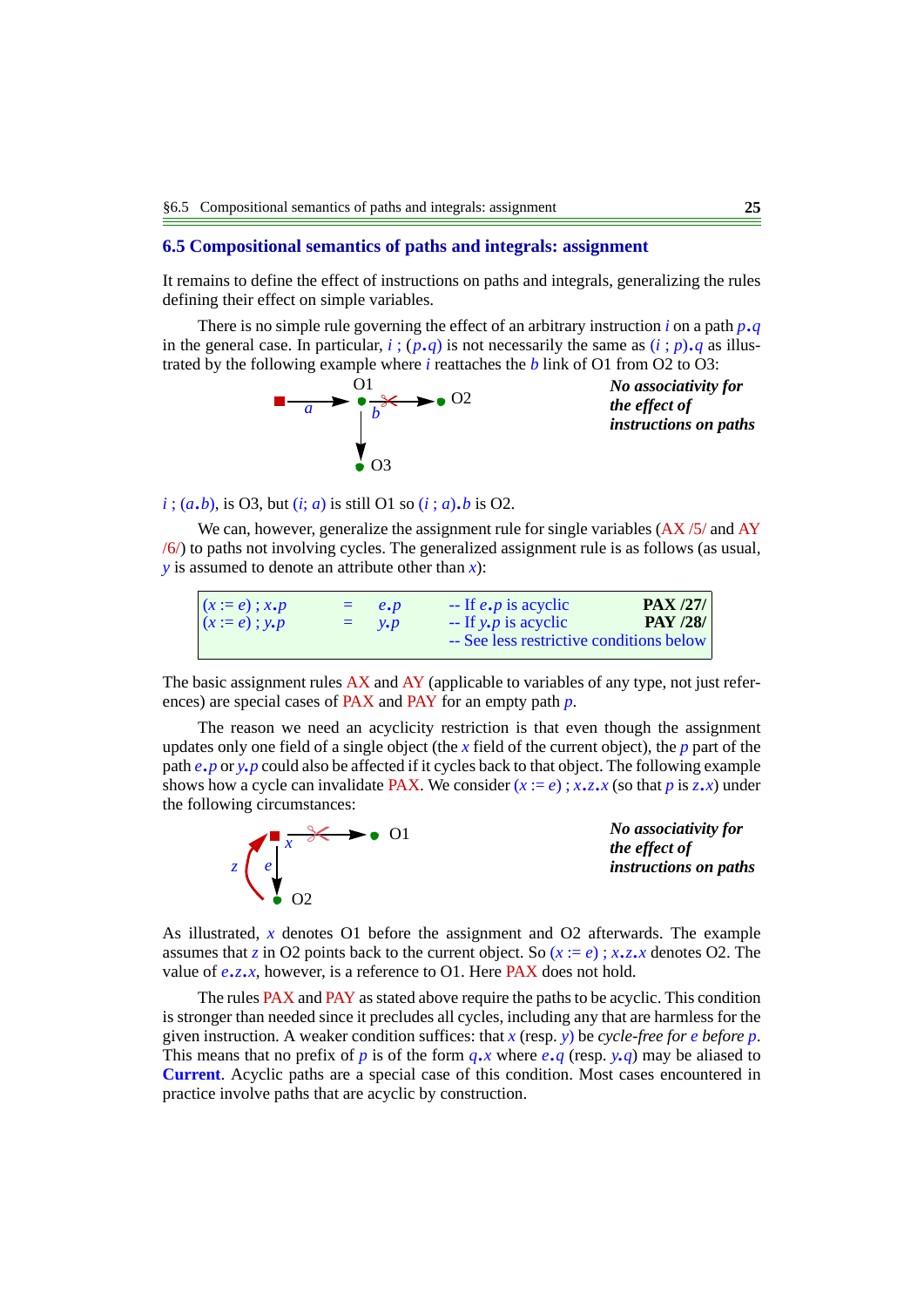## 6.5 Compositional semantics of paths and integrals: assignment

It remains to define the effect of instructions on paths and integrals, generalizing the rules defining their effect on simple variables.

There is no simple rule governing the effect of an arbitrary instruction $i$ on a path $p.q$ in the general case. In particular, $i$ ; $(p.q)$ is not necessarily the same as $(i$ ; $p).q$ as illustrated by the following example where $i$ reattaches the $b$ link of O1 from O2 to O3:

*No associativity for the effect of instructions on paths*

$i$ ; $(a.b)$, is O3, but $(i; a)$ is still O1 so $(i$ ; $a).b$ is O2.

We can, however, generalize the assignment rule for single variables (AX /5/ and AY /6/) to paths not involving cycles. The generalized assignment rule is as follows (as usual, $y$ is assumed to denote an attribute other than $x$):

| | | | | |
|---|---|---|---|---|
| $(x := e)$ ; $x.p$ | = | $e.p$ | -- If $e.p$ is acyclic | **PAX /27/** |
| $(x := e)$ ; $y.p$ | = | $y.p$ | -- If $y.p$ is acyclic | **PAY /28/** |
| | | | -- See less restrictive conditions below | |

The basic assignment rules AX and AY (applicable to variables of any type, not just references) are special cases of PAX and PAY for an empty path $p$.

The reason we need an acyclicity restriction is that even though the assignment updates only one field of a single object (the $x$ field of the current object), the $p$ part of the path $e.p$ or $y.p$ could also be affected if it cycles back to that object. The following example shows how a cycle can invalidate PAX. We consider $(x := e)$ ; $x.z.x$ (so that $p$ is $z.x$) under the following circumstances:

*No associativity for the effect of instructions on paths*

As illustrated, $x$ denotes O1 before the assignment and O2 afterwards. The example assumes that $z$ in O2 points back to the current object. So $(x := e)$ ; $x.z.x$ denotes O2. The value of $e.z.x$, however, is a reference to O1. Here PAX does not hold.

The rules PAX and PAY as stated above require the paths to be acyclic. This condition is stronger than needed since it precludes all cycles, including any that are harmless for the given instruction. A weaker condition suffices: that $x$ (resp. $y$) be *cycle-free for* $e$ *before* $p$. This means that no prefix of $p$ is of the form $q.x$ where $e.q$ (resp. $y.q$) may be aliased to **Current**. Acyclic paths are a special case of this condition. Most cases encountered in practice involve paths that are acyclic by construction.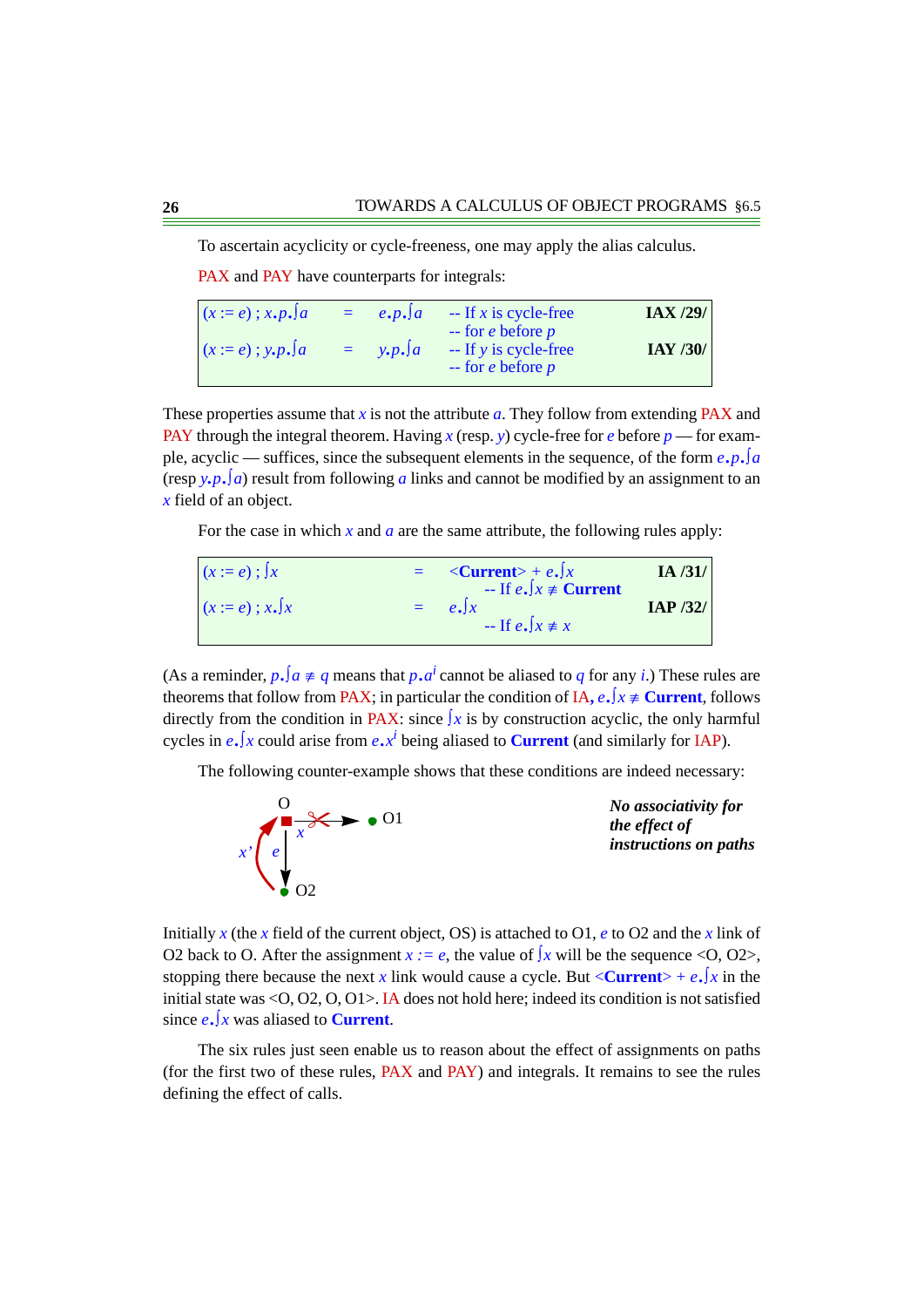To ascertain acyclicity or cycle-freeness, one may apply the alias calculus.

PAX and PAY have counterparts for integrals:

| | | | |
|---|---|---|---|
| $(x := e)\ ;\ x.p.\int a$ | $=$ $e.p.\int a$ | -- If $x$ is cycle-free -- for $e$ before $p$ | **IAX /29/** |
| $(x := e)\ ;\ y.p.\int a$ | $=$ $y.p.\int a$ | -- If $y$ is cycle-free -- for $e$ before $p$ | **IAY /30/** |

These properties assume that $x$ is not the attribute $a$. They follow from extending PAX and PAY through the integral theorem. Having $x$ (resp. $y$) cycle-free for $e$ before $p$ — for example, acyclic — suffices, since the subsequent elements in the sequence, of the form $e.p.\int a$ (resp $y.p.\int a$) result from following $a$ links and cannot be modified by an assignment to an $x$ field of an object.

For the case in which $x$ and $a$ are the same attribute, the following rules apply:

| | | | |
|---|---|---|---|
| $(x := e)\ ;\ \int x$ | $=$ | <**Current**> + $e.\int x$ -- If $e.\int x \not\equiv$ **Current** | **IA /31/** |
| $(x := e)\ ;\ x.\int x$ | $=$ | $e.\int x$ -- If $e.\int x \not\equiv x$ | **IAP /32/** |

(As a reminder, $p.\int a \not\equiv q$ means that $p.a^i$ cannot be aliased to $q$ for any $i$.) These rules are theorems that follow from PAX; in particular the condition of IA, $e.\int x \not\equiv$ **Current**, follows directly from the condition in PAX: since $\int x$ is by construction acyclic, the only harmful cycles in $e.\int x$ could arise from $e.x^i$ being aliased to **Current** (and similarly for IAP).

The following counter-example shows that these conditions are indeed necessary:

*No associativity for the effect of instructions on paths*

Initially $x$ (the $x$ field of the current object, OS) is attached to O1, $e$ to O2 and the $x$ link of O2 back to O. After the assignment $x := e$, the value of $\int x$ will be the sequence <O, O2>, stopping there because the next $x$ link would cause a cycle. But <**Current**> + $e.\int x$ in the initial state was <O, O2, O, O1>. IA does not hold here; indeed its condition is not satisfied since $e.\int x$ was aliased to **Current**.

The six rules just seen enable us to reason about the effect of assignments on paths (for the first two of these rules, PAX and PAY) and integrals. It remains to see the rules defining the effect of calls.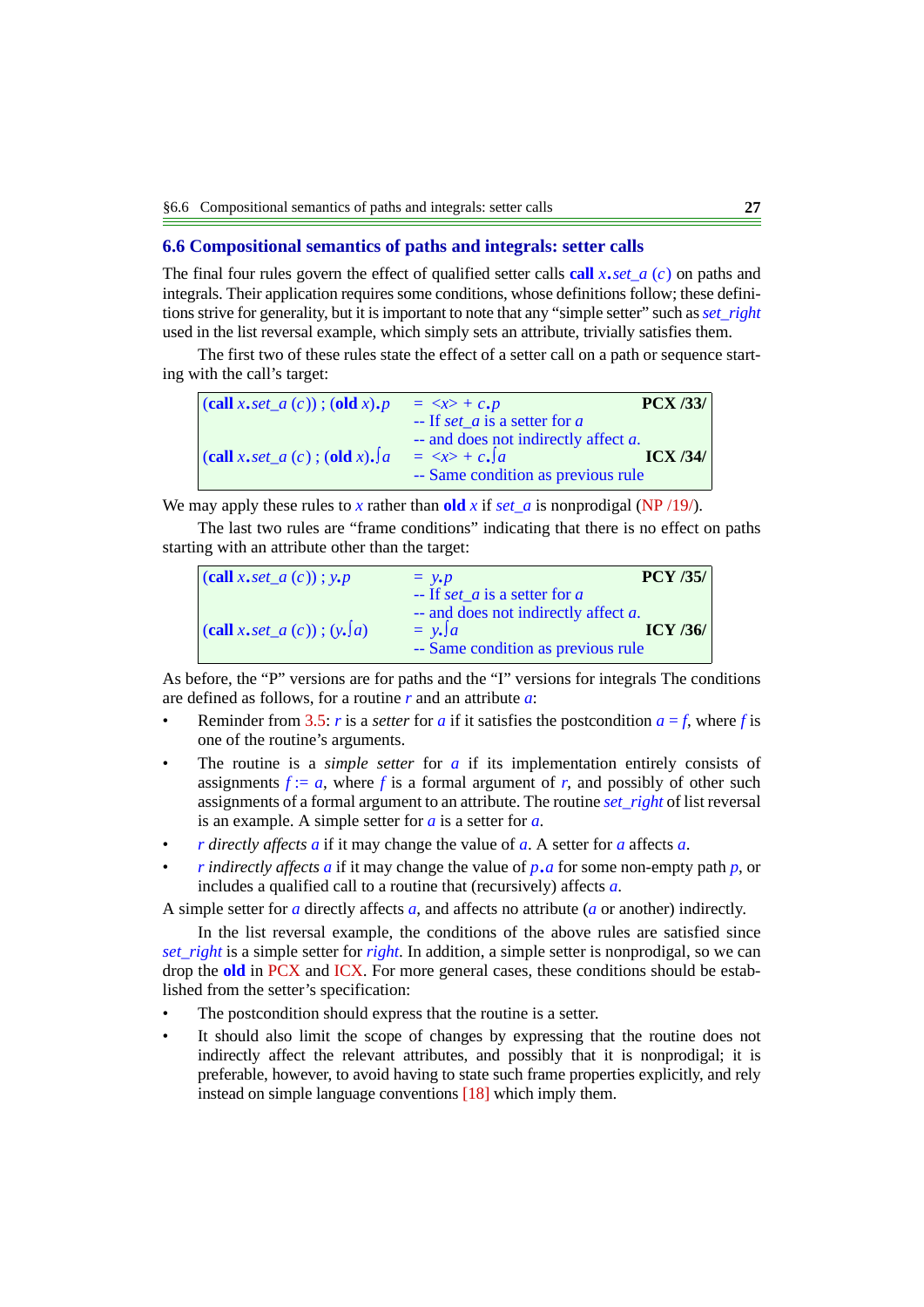## 6.6 Compositional semantics of paths and integrals: setter calls

The final four rules govern the effect of qualified setter calls **call** *x*.*set_a* (*c*) on paths and integrals. Their application requires some conditions, whose definitions follow; these definitions strive for generality, but it is important to note that any "simple setter" such as *set_right* used in the list reversal example, which simply sets an attribute, trivially satisfies them.

The first two of these rules state the effect of a setter call on a path or sequence starting with the call's target:

| | | |
|---|---|---|
| (**call** *x*.*set_a* (*c*)) ; (**old** *x*).*p* | = <*x*> + *c*.*p* <br> -- If *set_a* is a setter for *a* <br> -- and does not indirectly affect *a*. | **PCX /33/** |
| (**call** *x*.*set_a* (*c*) ; (**old** *x*).∫*a* | = <*x*> + *c*.∫*a* <br> -- Same condition as previous rule | **ICX /34/** |

We may apply these rules to *x* rather than **old** *x* if *set_a* is nonprodigal (NP /19/).

The last two rules are "frame conditions" indicating that there is no effect on paths starting with an attribute other than the target:

| | | |
|---|---|---|
| (**call** *x*.*set_a* (*c*)) ; *y*.*p* | = *y*.*p* <br> -- If *set_a* is a setter for *a* <br> -- and does not indirectly affect *a*. | **PCY /35/** |
| (**call** *x*.*set_a* (*c*)) ; (*y*.∫*a*) | = *y*.∫*a* <br> -- Same condition as previous rule | **ICY /36/** |

As before, the "P" versions are for paths and the "I" versions for integrals The conditions are defined as follows, for a routine *r* and an attribute *a*:

- Reminder from 3.5: *r* is a *setter* for *a* if it satisfies the postcondition *a* = *f*, where *f* is one of the routine's arguments.
- The routine is a *simple setter* for *a* if its implementation entirely consists of assignments *f* := *a*, where *f* is a formal argument of *r*, and possibly of other such assignments of a formal argument to an attribute. The routine *set_right* of list reversal is an example. A simple setter for *a* is a setter for *a*.
- *r directly affects a* if it may change the value of *a*. A setter for *a* affects *a*.
- *r indirectly affects a* if it may change the value of *p*.*a* for some non-empty path *p*, or includes a qualified call to a routine that (recursively) affects *a*.

A simple setter for *a* directly affects *a*, and affects no attribute (*a* or another) indirectly.

In the list reversal example, the conditions of the above rules are satisfied since *set_right* is a simple setter for *right*. In addition, a simple setter is nonprodigal, so we can drop the **old** in PCX and ICX. For more general cases, these conditions should be established from the setter's specification:

- The postcondition should express that the routine is a setter.
- It should also limit the scope of changes by expressing that the routine does not indirectly affect the relevant attributes, and possibly that it is nonprodigal; it is preferable, however, to avoid having to state such frame properties explicitly, and rely instead on simple language conventions [18] which imply them.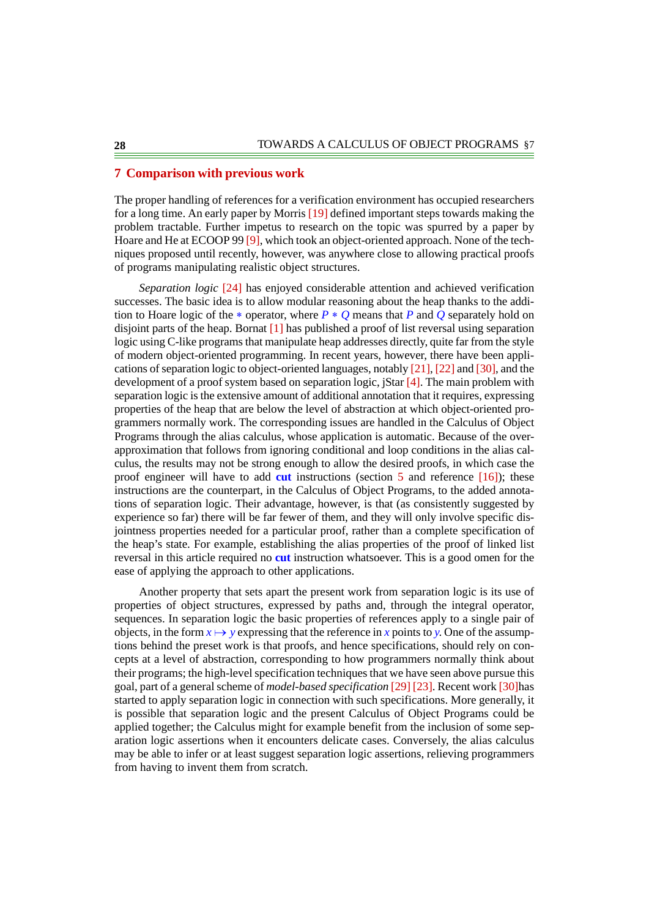## 7 Comparison with previous work

The proper handling of references for a verification environment has occupied researchers for a long time. An early paper by Morris [19] defined important steps towards making the problem tractable. Further impetus to research on the topic was spurred by a paper by Hoare and He at ECOOP 99 [9], which took an object-oriented approach. None of the techniques proposed until recently, however, was anywhere close to allowing practical proofs of programs manipulating realistic object structures.

*Separation logic* [24] has enjoyed considerable attention and achieved verification successes. The basic idea is to allow modular reasoning about the heap thanks to the addition to Hoare logic of the $*$ operator, where $P * Q$ means that $P$ and $Q$ separately hold on disjoint parts of the heap. Bornat [1] has published a proof of list reversal using separation logic using C-like programs that manipulate heap addresses directly, quite far from the style of modern object-oriented programming. In recent years, however, there have been applications of separation logic to object-oriented languages, notably [21], [22] and [30], and the development of a proof system based on separation logic, jStar [4]. The main problem with separation logic is the extensive amount of additional annotation that it requires, expressing properties of the heap that are below the level of abstraction at which object-oriented programmers normally work. The corresponding issues are handled in the Calculus of Object Programs through the alias calculus, whose application is automatic. Because of the over-approximation that follows from ignoring conditional and loop conditions in the alias calculus, the results may not be strong enough to allow the desired proofs, in which case the proof engineer will have to add **cut** instructions (section 5 and reference [16]); these instructions are the counterpart, in the Calculus of Object Programs, to the added annotations of separation logic. Their advantage, however, is that (as consistently suggested by experience so far) there will be far fewer of them, and they will only involve specific disjointness properties needed for a particular proof, rather than a complete specification of the heap's state. For example, establishing the alias properties of the proof of linked list reversal in this article required no **cut** instruction whatsoever. This is a good omen for the ease of applying the approach to other applications.

Another property that sets apart the present work from separation logic is its use of properties of object structures, expressed by paths and, through the integral operator, sequences. In separation logic the basic properties of references apply to a single pair of objects, in the form $x \mapsto y$ expressing that the reference in $x$ points to $y$. One of the assumptions behind the preset work is that proofs, and hence specifications, should rely on concepts at a level of abstraction, corresponding to how programmers normally think about their programs; the high-level specification techniques that we have seen above pursue this goal, part of a general scheme of *model-based specification* [29] [23]. Recent work [30]has started to apply separation logic in connection with such specifications. More generally, it is possible that separation logic and the present Calculus of Object Programs could be applied together; the Calculus might for example benefit from the inclusion of some separation logic assertions when it encounters delicate cases. Conversely, the alias calculus may be able to infer or at least suggest separation logic assertions, relieving programmers from having to invent them from scratch.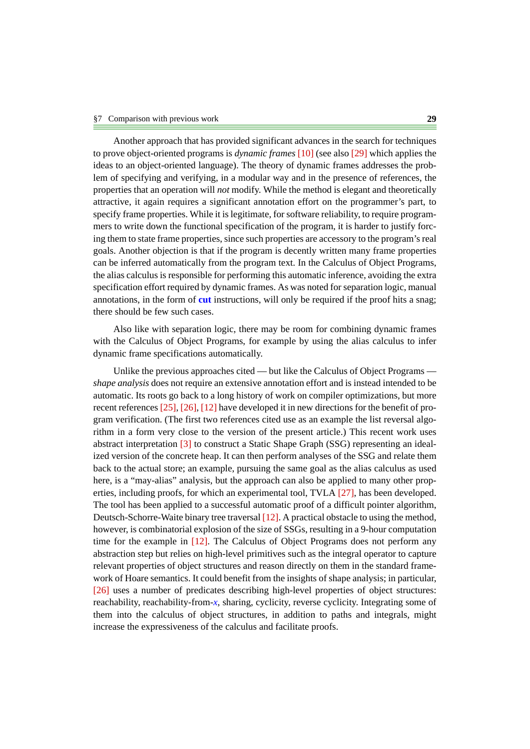Another approach that has provided significant advances in the search for techniques to prove object-oriented programs is *dynamic frames* [10] (see also [29] which applies the ideas to an object-oriented language). The theory of dynamic frames addresses the problem of specifying and verifying, in a modular way and in the presence of references, the properties that an operation will *not* modify. While the method is elegant and theoretically attractive, it again requires a significant annotation effort on the programmer's part, to specify frame properties. While it is legitimate, for software reliability, to require programmers to write down the functional specification of the program, it is harder to justify forcing them to state frame properties, since such properties are accessory to the program's real goals. Another objection is that if the program is decently written many frame properties can be inferred automatically from the program text. In the Calculus of Object Programs, the alias calculus is responsible for performing this automatic inference, avoiding the extra specification effort required by dynamic frames. As was noted for separation logic, manual annotations, in the form of **cut** instructions, will only be required if the proof hits a snag; there should be few such cases.

Also like with separation logic, there may be room for combining dynamic frames with the Calculus of Object Programs, for example by using the alias calculus to infer dynamic frame specifications automatically.

Unlike the previous approaches cited — but like the Calculus of Object Programs — *shape analysis* does not require an extensive annotation effort and is instead intended to be automatic. Its roots go back to a long history of work on compiler optimizations, but more recent references [25], [26], [12] have developed it in new directions for the benefit of program verification. (The first two references cited use as an example the list reversal algorithm in a form very close to the version of the present article.) This recent work uses abstract interpretation [3] to construct a Static Shape Graph (SSG) representing an idealized version of the concrete heap. It can then perform analyses of the SSG and relate them back to the actual store; an example, pursuing the same goal as the alias calculus as used here, is a "may-alias" analysis, but the approach can also be applied to many other properties, including proofs, for which an experimental tool, TVLA [27], has been developed. The tool has been applied to a successful automatic proof of a difficult pointer algorithm, Deutsch-Schorre-Waite binary tree traversal [12]. A practical obstacle to using the method, however, is combinatorial explosion of the size of SSGs, resulting in a 9-hour computation time for the example in [12]. The Calculus of Object Programs does not perform any abstraction step but relies on high-level primitives such as the integral operator to capture relevant properties of object structures and reason directly on them in the standard framework of Hoare semantics. It could benefit from the insights of shape analysis; in particular, [26] uses a number of predicates describing high-level properties of object structures: reachability, reachability-from-*x*, sharing, cyclicity, reverse cyclicity. Integrating some of them into the calculus of object structures, in addition to paths and integrals, might increase the expressiveness of the calculus and facilitate proofs.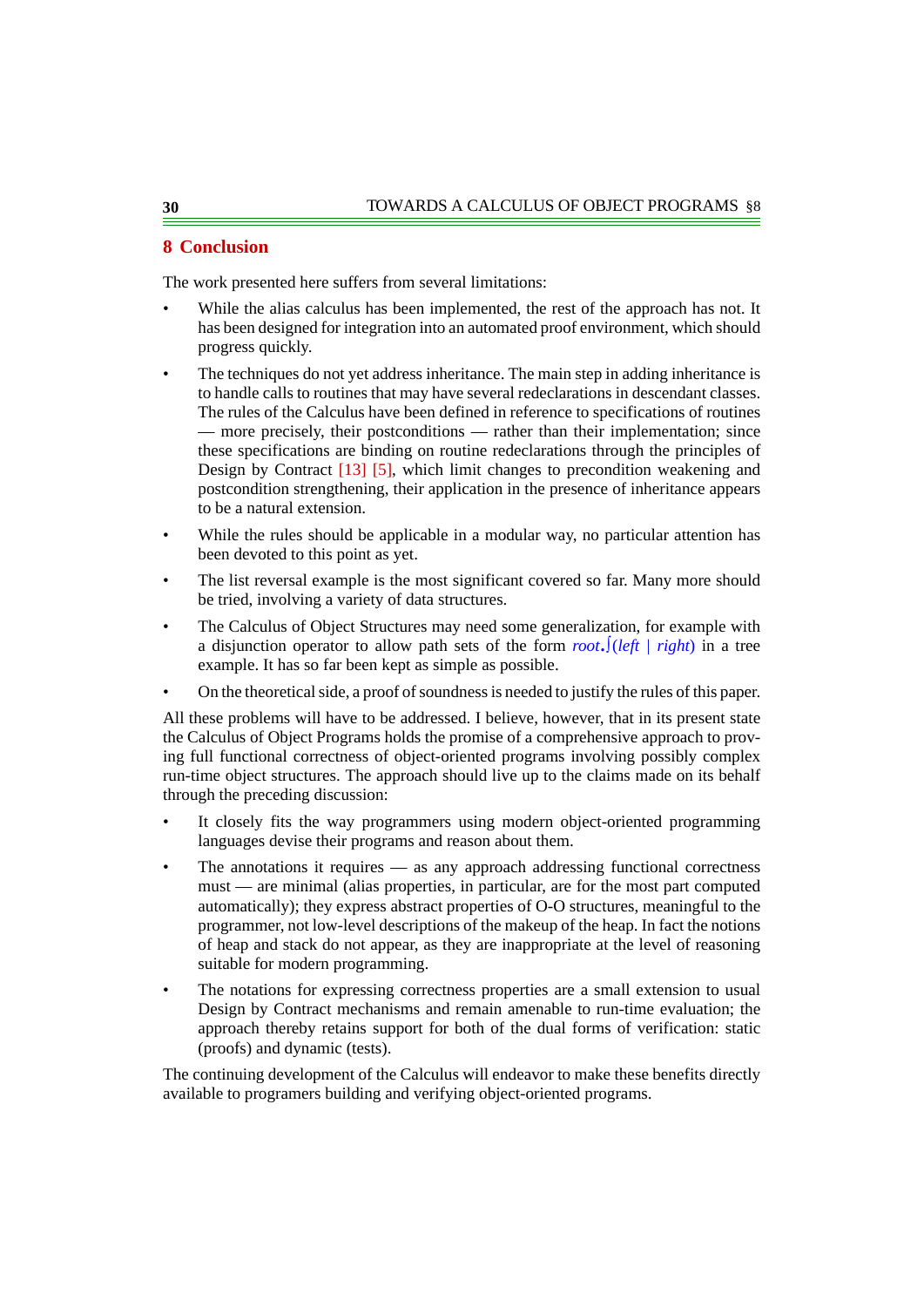## 8 Conclusion

The work presented here suffers from several limitations:

- While the alias calculus has been implemented, the rest of the approach has not. It has been designed for integration into an automated proof environment, which should progress quickly.
- The techniques do not yet address inheritance. The main step in adding inheritance is to handle calls to routines that may have several redeclarations in descendant classes. The rules of the Calculus have been defined in reference to specifications of routines — more precisely, their postconditions — rather than their implementation; since these specifications are binding on routine redeclarations through the principles of Design by Contract [13] [5], which limit changes to precondition weakening and postcondition strengthening, their application in the presence of inheritance appears to be a natural extension.
- While the rules should be applicable in a modular way, no particular attention has been devoted to this point as yet.
- The list reversal example is the most significant covered so far. Many more should be tried, involving a variety of data structures.
- The Calculus of Object Structures may need some generalization, for example with a disjunction operator to allow path sets of the form *root*.∫(*left* | *right*) in a tree example. It has so far been kept as simple as possible.
- On the theoretical side, a proof of soundness is needed to justify the rules of this paper.

All these problems will have to be addressed. I believe, however, that in its present state the Calculus of Object Programs holds the promise of a comprehensive approach to proving full functional correctness of object-oriented programs involving possibly complex run-time object structures. The approach should live up to the claims made on its behalf through the preceding discussion:

- It closely fits the way programmers using modern object-oriented programming languages devise their programs and reason about them.
- The annotations it requires — as any approach addressing functional correctness must — are minimal (alias properties, in particular, are for the most part computed automatically); they express abstract properties of O-O structures, meaningful to the programmer, not low-level descriptions of the makeup of the heap. In fact the notions of heap and stack do not appear, as they are inappropriate at the level of reasoning suitable for modern programming.
- The notations for expressing correctness properties are a small extension to usual Design by Contract mechanisms and remain amenable to run-time evaluation; the approach thereby retains support for both of the dual forms of verification: static (proofs) and dynamic (tests).

The continuing development of the Calculus will endeavor to make these benefits directly available to programers building and verifying object-oriented programs.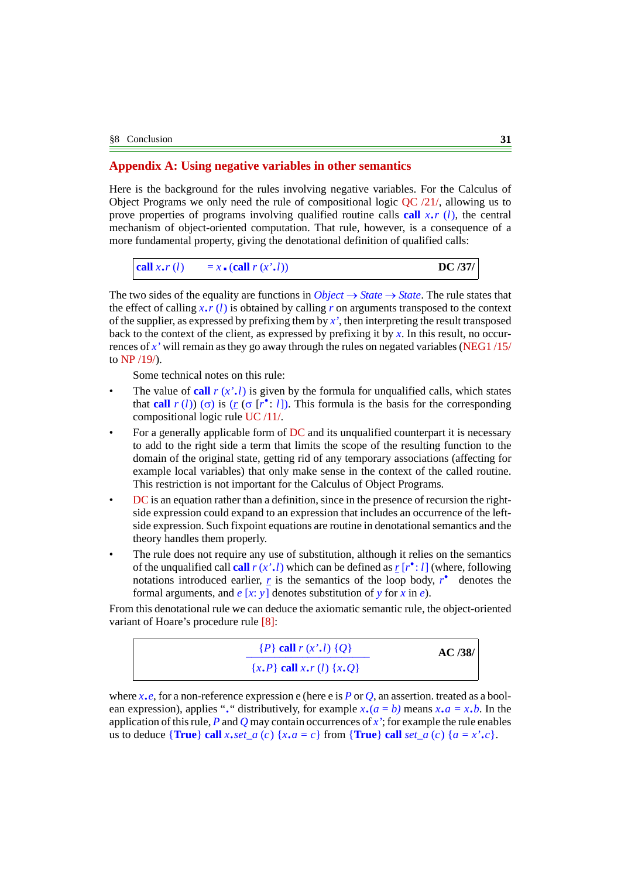## Appendix A: Using negative variables in other semantics

Here is the background for the rules involving negative variables. For the Calculus of Object Programs we only need the rule of compositional logic QC /21/, allowing us to prove properties of programs involving qualified routine calls **call** $x.r\ (l)$, the central mechanism of object-oriented computation. That rule, however, is a consequence of a more fundamental property, giving the denotational definition of qualified calls:

| | |
|---|---|
| **call** $x.r\ (l) \quad = x\ .\ ($**call** $r\ (x'.l))$ | **DC /37/** |

The two sides of the equality are functions in $Object \to State \to State$. The rule states that the effect of calling $x.r\ (l)$ is obtained by calling $r$ on arguments transposed to the context of the supplier, as expressed by prefixing them by $x'$, then interpreting the result transposed back to the context of the client, as expressed by prefixing it by $x$. In this result, no occurrences of $x'$ will remain as they go away through the rules on negated variables (NEG1 /15/ to NP /19/).

Some technical notes on this rule:

- The value of **call** $r\ (x'.l)$ is given by the formula for unqualified calls, which states that **call** $r\ (l))\ (\sigma)$ is $(\underline{r}\ (\sigma\ [r^{\bullet}: l])$. This formula is the basis for the corresponding compositional logic rule UC /11/.
- For a generally applicable form of DC and its unqualified counterpart it is necessary to add to the right side a term that limits the scope of the resulting function to the domain of the original state, getting rid of any temporary associations (affecting for example local variables) that only make sense in the context of the called routine. This restriction is not important for the Calculus of Object Programs.
- DC is an equation rather than a definition, since in the presence of recursion the right-side expression could expand to an expression that includes an occurrence of the left-side expression. Such fixpoint equations are routine in denotational semantics and the theory handles them properly.
- The rule does not require any use of substitution, although it relies on the semantics of the unqualified call **call** $r\ (x'.l)$ which can be defined as $\underline{r}\ [r^{\bullet}: l]$ (where, following notations introduced earlier, $\underline{r}$ is the semantics of the loop body, $r^{\bullet}$ denotes the formal arguments, and $e\ [x: y]$ denotes substitution of $y$ for $x$ in $e$).

From this denotational rule we can deduce the axiomatic semantic rule, the object-oriented variant of Hoare's procedure rule [8]:

$$\frac{\{P\}\ \textbf{call}\ r\ (x'.l)\ \{Q\}}{\{x.P\}\ \textbf{call}\ x.r\ (l)\ \{x.Q\}} \qquad \textbf{AC /38/}$$

where $x.e$, for a non-reference expression e (here e is $P$ or $Q$, an assertion. treated as a boolean expression), applies "." distributively, for example $x.(a = b)$ means $x.a = x.b$. In the application of this rule, $P$ and $Q$ may contain occurrences of $x'$; for example the rule enables us to deduce $\{$**True**$\}$ **call** $x.set\_a\ (c)\ \{x.a = c\}$ from $\{$**True**$\}$ **call** $set\_a\ (c)\ \{a = x'.c\}$.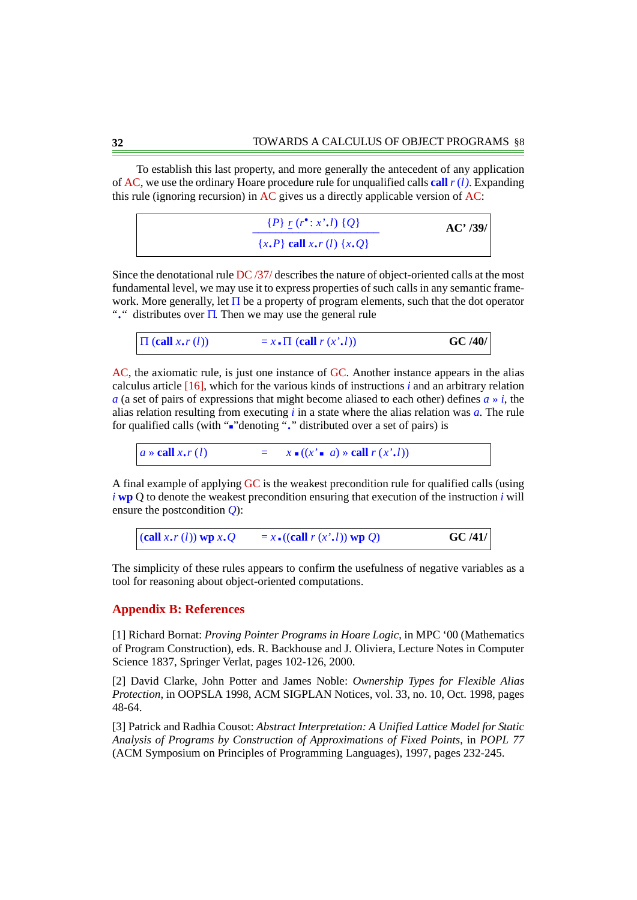To establish this last property, and more generally the antecedent of any application of AC, we use the ordinary Hoare procedure rule for unqualified calls **call** $r$ ($l$). Expanding this rule (ignoring recursion) in AC gives us a directly applicable version of AC:

$$\frac{\{P\}\ \underline{r}\ (r^{\bullet} : x'.l)\ \{Q\}}{\{x.P\}\ \textbf{call}\ x.r\ (l)\ \{x.Q\}} \qquad \textbf{AC' /39/}$$

Since the denotational rule DC /37/ describes the nature of object-oriented calls at the most fundamental level, we may use it to express properties of such calls in any semantic framework. More generally, let $\Pi$ be a property of program elements, such that the dot operator "$.$" distributes over $\Pi$. Then we may use the general rule

$$\Pi\ (\textbf{call}\ x.r\ (l)) \qquad = x \centerdot \Pi\ (\textbf{call}\ r\ (x'.l)) \qquad \textbf{GC /40/}$$

AC, the axiomatic rule, is just one instance of GC. Another instance appears in the alias calculus article [16], which for the various kinds of instructions $i$ and an arbitrary relation $a$ (a set of pairs of expressions that might become aliased to each other) defines $a » i$, the alias relation resulting from executing $i$ in a state where the alias relation was $a$. The rule for qualified calls (with "$\centerdot$" denoting "$.$" distributed over a set of pairs) is

$$a » \textbf{call}\ x.r\ (l) \qquad = \qquad x \centerdot ((x' \centerdot\ a) » \textbf{call}\ r\ (x'.l))$$

A final example of applying GC is the weakest precondition rule for qualified calls (using $i$ **wp** Q to denote the weakest precondition ensuring that execution of the instruction $i$ will ensure the postcondition $Q$):

$$(\textbf{call}\ x.r\ (l))\ \textbf{wp}\ x.Q \qquad = x \centerdot ((\textbf{call}\ r\ (x'.l))\ \textbf{wp}\ Q) \qquad \textbf{GC /41/}$$

The simplicity of these rules appears to confirm the usefulness of negative variables as a tool for reasoning about object-oriented computations.

## Appendix B: References

[1] Richard Bornat: *Proving Pointer Programs in Hoare Logic*, in MPC '00 (Mathematics of Program Construction), eds. R. Backhouse and J. Oliviera, Lecture Notes in Computer Science 1837, Springer Verlat, pages 102-126, 2000.

[2] David Clarke, John Potter and James Noble: *Ownership Types for Flexible Alias Protection*, in OOPSLA 1998, ACM SIGPLAN Notices, vol. 33, no. 10, Oct. 1998, pages 48-64.

[3] Patrick and Radhia Cousot: *Abstract Interpretation: A Unified Lattice Model for Static Analysis of Programs by Construction of Approximations of Fixed Points*, in *POPL 77* (ACM Symposium on Principles of Programming Languages), 1997, pages 232-245.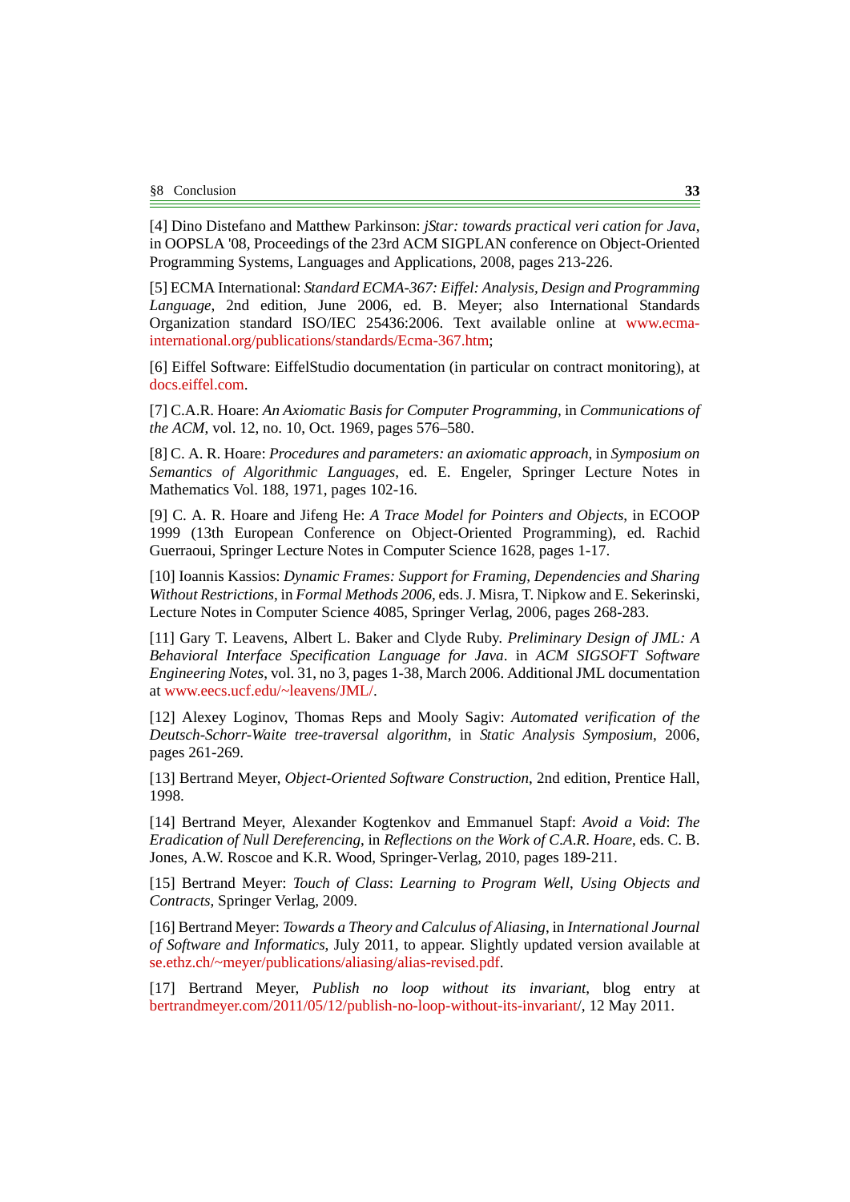[4] Dino Distefano and Matthew Parkinson: *jStar: towards practical veri cation for Java*, in OOPSLA '08, Proceedings of the 23rd ACM SIGPLAN conference on Object-Oriented Programming Systems, Languages and Applications, 2008, pages 213-226.

[5] ECMA International: *Standard ECMA-367: Eiffel: Analysis, Design and Programming Language*, 2nd edition, June 2006, ed. B. Meyer; also International Standards Organization standard ISO/IEC 25436:2006. Text available online at www.ecma-international.org/publications/standards/Ecma-367.htm;

[6] Eiffel Software: EiffelStudio documentation (in particular on contract monitoring), at docs.eiffel.com.

[7] C.A.R. Hoare: *An Axiomatic Basis for Computer Programming*, in *Communications of the ACM*, vol. 12, no. 10, Oct. 1969, pages 576–580.

[8] C. A. R. Hoare: *Procedures and parameters: an axiomatic approach*, in *Symposium on Semantics of Algorithmic Languages*, ed. E. Engeler, Springer Lecture Notes in Mathematics Vol. 188, 1971, pages 102-16.

[9] C. A. R. Hoare and Jifeng He: *A Trace Model for Pointers and Objects*, in ECOOP 1999 (13th European Conference on Object-Oriented Programming), ed. Rachid Guerraoui, Springer Lecture Notes in Computer Science 1628, pages 1-17.

[10] Ioannis Kassios: *Dynamic Frames: Support for Framing, Dependencies and Sharing Without Restrictions*, in *Formal Methods 2006*, eds. J. Misra, T. Nipkow and E. Sekerinski, Lecture Notes in Computer Science 4085, Springer Verlag, 2006, pages 268-283.

[11] Gary T. Leavens, Albert L. Baker and Clyde Ruby. *Preliminary Design of JML: A Behavioral Interface Specification Language for Java*. in *ACM SIGSOFT Software Engineering Notes*, vol. 31, no 3, pages 1-38, March 2006. Additional JML documentation at www.eecs.ucf.edu/~leavens/JML/.

[12] Alexey Loginov, Thomas Reps and Mooly Sagiv: *Automated verification of the Deutsch-Schorr-Waite tree-traversal algorithm*, in *Static Analysis Symposium*, 2006, pages 261-269.

[13] Bertrand Meyer, *Object-Oriented Software Construction*, 2nd edition, Prentice Hall, 1998.

[14] Bertrand Meyer, Alexander Kogtenkov and Emmanuel Stapf: *Avoid a Void*: *The Eradication of Null Dereferencing*, in *Reflections on the Work of C.A.R. Hoare*, eds. C. B. Jones, A.W. Roscoe and K.R. Wood, Springer-Verlag, 2010, pages 189-211.

[15] Bertrand Meyer: *Touch of Class*: *Learning to Program Well*, *Using Objects and Contracts*, Springer Verlag, 2009.

[16] Bertrand Meyer: *Towards a Theory and Calculus of Aliasing*, in *International Journal of Software and Informatics*, July 2011, to appear. Slightly updated version available at se.ethz.ch/~meyer/publications/aliasing/alias-revised.pdf.

[17] Bertrand Meyer, *Publish no loop without its invariant*, blog entry at bertrandmeyer.com/2011/05/12/publish-no-loop-without-its-invariant/, 12 May 2011.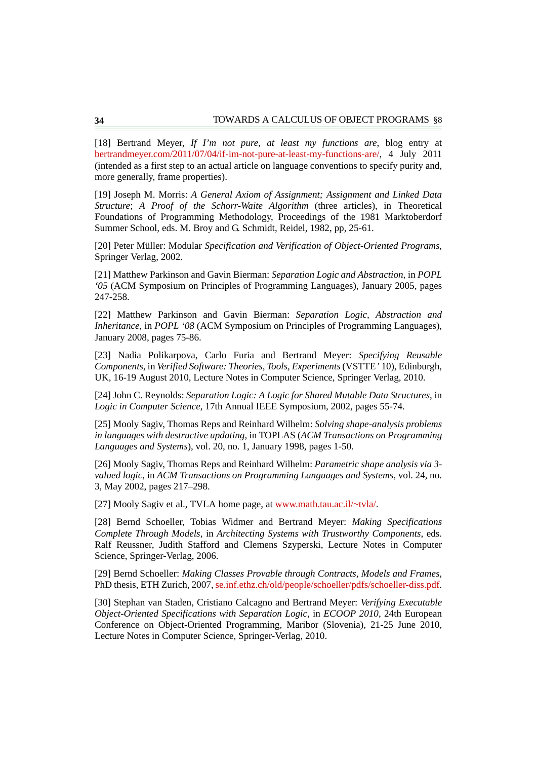[18] Bertrand Meyer, *If I'm not pure, at least my functions are*, blog entry at bertrandmeyer.com/2011/07/04/if-im-not-pure-at-least-my-functions-are/, 4 July 2011 (intended as a first step to an actual article on language conventions to specify purity and, more generally, frame properties).

[19] Joseph M. Morris: *A General Axiom of Assignment; Assignment and Linked Data Structure*; *A Proof of the Schorr-Waite Algorithm* (three articles), in Theoretical Foundations of Programming Methodology, Proceedings of the 1981 Marktoberdorf Summer School, eds. M. Broy and G. Schmidt, Reidel, 1982, pp, 25-61.

[20] Peter Müller: Modular *Specification and Verification of Object-Oriented Programs*, Springer Verlag, 2002.

[21] Matthew Parkinson and Gavin Bierman: *Separation Logic and Abstraction*, in *POPL '05* (ACM Symposium on Principles of Programming Languages), January 2005, pages 247-258.

[22] Matthew Parkinson and Gavin Bierman: *Separation Logic, Abstraction and Inheritance*, in *POPL '08* (ACM Symposium on Principles of Programming Languages), January 2008, pages 75-86.

[23] Nadia Polikarpova, Carlo Furia and Bertrand Meyer: *Specifying Reusable Components*, in *Verified Software: Theories, Tools, Experiments* (VSTTE ' 10), Edinburgh, UK, 16-19 August 2010, Lecture Notes in Computer Science, Springer Verlag, 2010.

[24] John C. Reynolds: *Separation Logic: A Logic for Shared Mutable Data Structures*, in *Logic in Computer Science*, 17th Annual IEEE Symposium, 2002, pages 55-74.

[25] Mooly Sagiv, Thomas Reps and Reinhard Wilhelm: *Solving shape-analysis problems in languages with destructive updating*, in TOPLAS (*ACM Transactions on Programming Languages and Systems*), vol. 20, no. 1, January 1998, pages 1-50.

[26] Mooly Sagiv, Thomas Reps and Reinhard Wilhelm: *Parametric shape analysis via 3-valued logic*, in *ACM Transactions on Programming Languages and Systems*, vol. 24, no. 3, May 2002, pages 217–298.

[27] Mooly Sagiv et al., TVLA home page, at www.math.tau.ac.il/~tvla/.

[28] Bernd Schoeller, Tobias Widmer and Bertrand Meyer: *Making Specifications Complete Through Models*, in *Architecting Systems with Trustworthy Components*, eds. Ralf Reussner, Judith Stafford and Clemens Szyperski, Lecture Notes in Computer Science, Springer-Verlag, 2006.

[29] Bernd Schoeller: *Making Classes Provable through Contracts, Models and Frames*, PhD thesis, ETH Zurich, 2007, se.inf.ethz.ch/old/people/schoeller/pdfs/schoeller-diss.pdf.

[30] Stephan van Staden, Cristiano Calcagno and Bertrand Meyer: *Verifying Executable Object-Oriented Specifications with Separation Logic*, in *ECOOP 2010*, 24th European Conference on Object-Oriented Programming, Maribor (Slovenia), 21-25 June 2010, Lecture Notes in Computer Science, Springer-Verlag, 2010.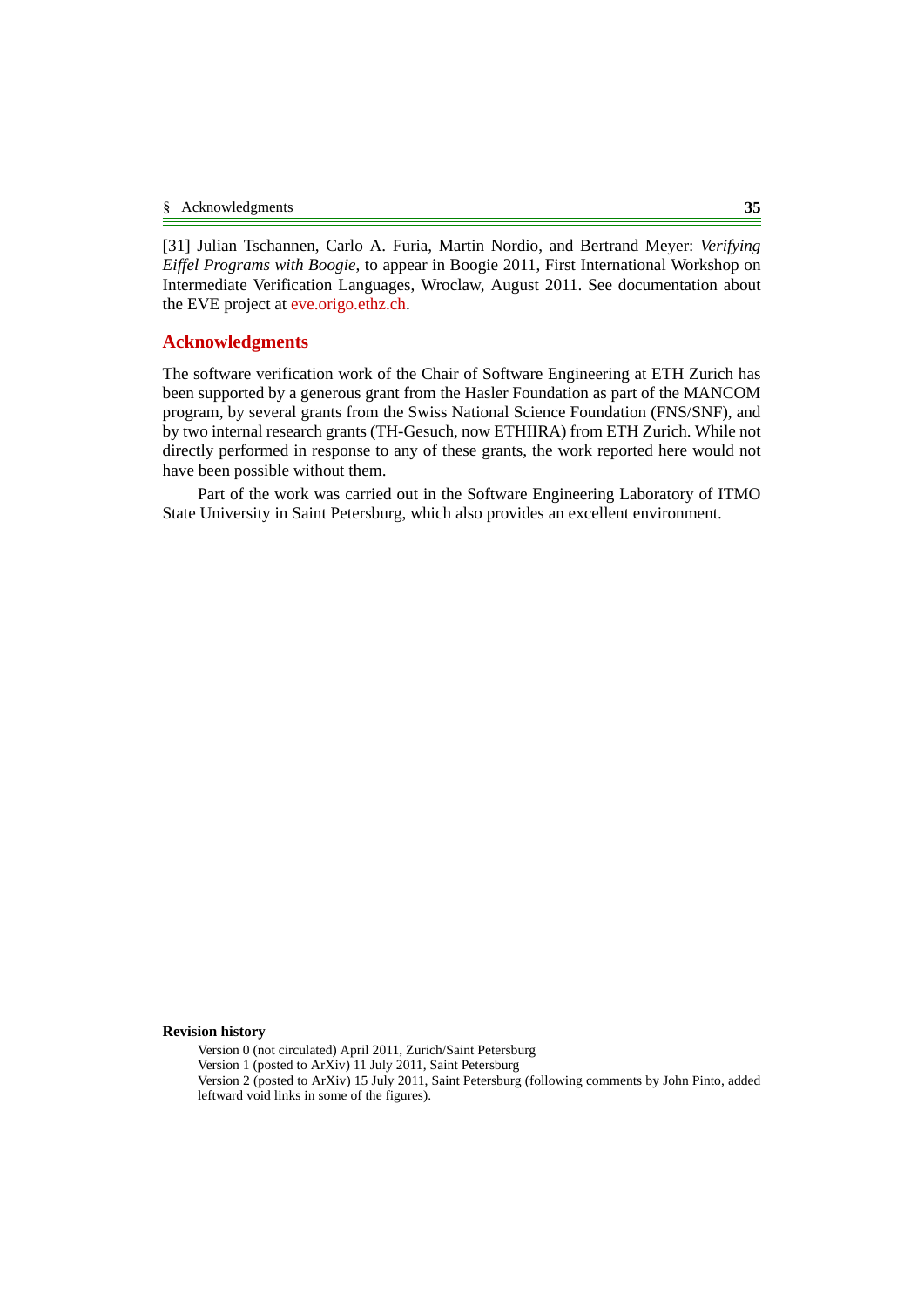[31] Julian Tschannen, Carlo A. Furia, Martin Nordio, and Bertrand Meyer: *Verifying Eiffel Programs with Boogie*, to appear in Boogie 2011, First International Workshop on Intermediate Verification Languages, Wroclaw, August 2011. See documentation about the EVE project at eve.origo.ethz.ch.

## Acknowledgments

The software verification work of the Chair of Software Engineering at ETH Zurich has been supported by a generous grant from the Hasler Foundation as part of the MANCOM program, by several grants from the Swiss National Science Foundation (FNS/SNF), and by two internal research grants (TH-Gesuch, now ETHIIRA) from ETH Zurich. While not directly performed in response to any of these grants, the work reported here would not have been possible without them.

Part of the work was carried out in the Software Engineering Laboratory of ITMO State University in Saint Petersburg, which also provides an excellent environment.

**Revision history**

Version 0 (not circulated) April 2011, Zurich/Saint Petersburg
Version 1 (posted to ArXiv) 11 July 2011, Saint Petersburg
Version 2 (posted to ArXiv) 15 July 2011, Saint Petersburg (following comments by John Pinto, added leftward void links in some of the figures).